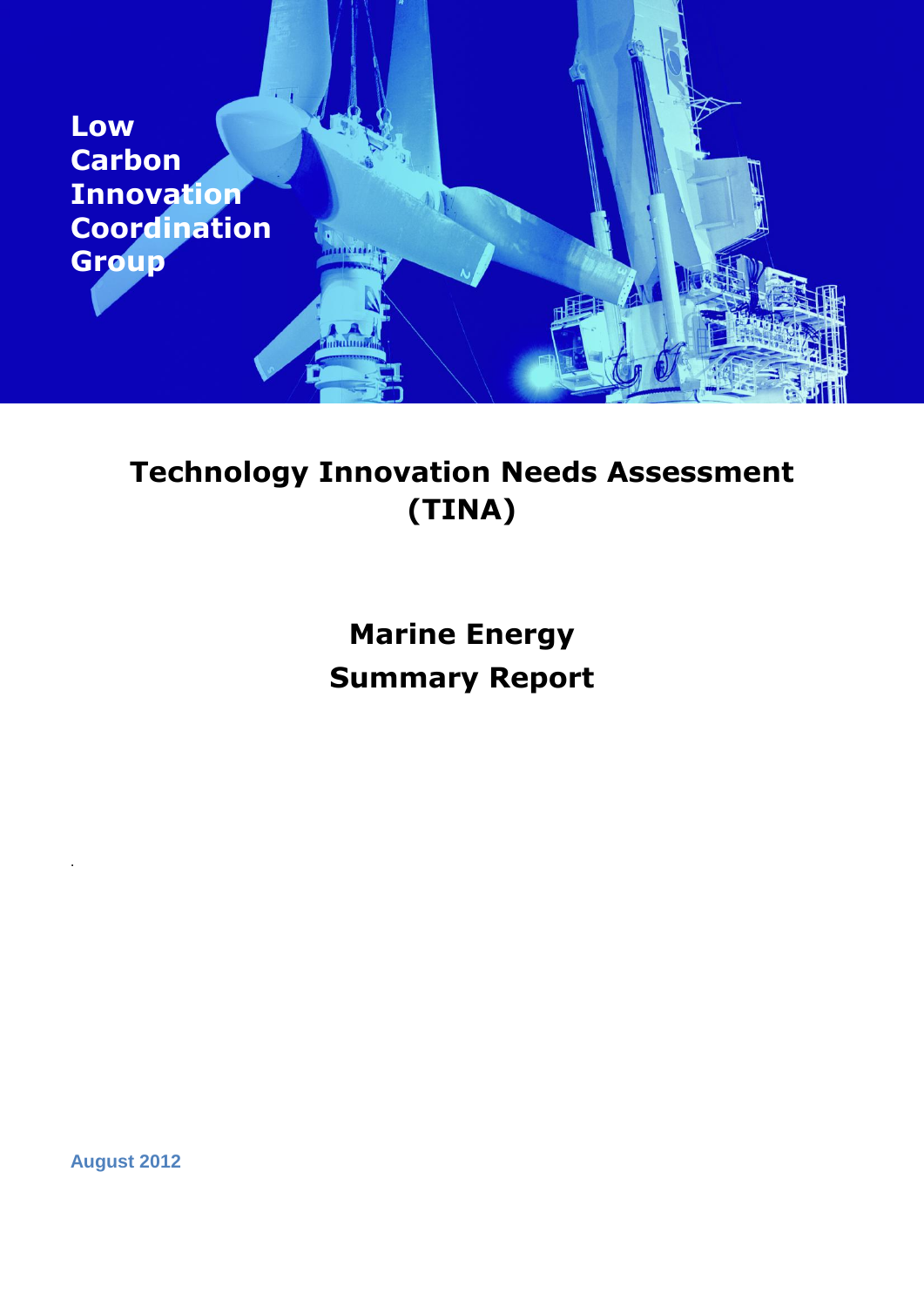**Low Carbon Innovation Coordination Group**

# Technology Innovation Needs Assessment (TINA)

## Marine Energy Summary Report

August 2012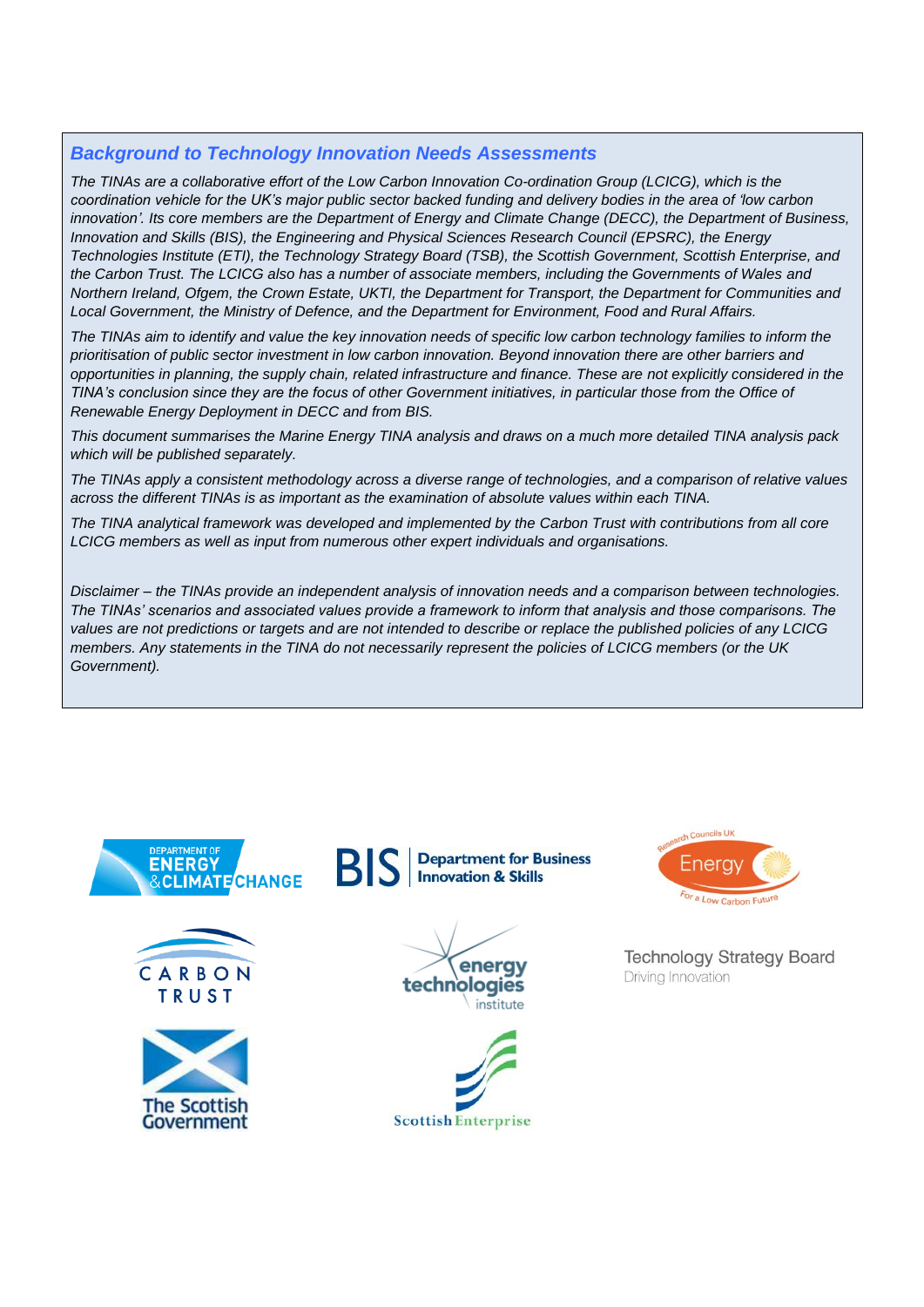## *Background to Technology Innovation Needs Assessments*

*The TINAs are a collaborative effort of the Low Carbon Innovation Co-ordination Group (LCICG), which is the coordination vehicle for the UK's major public sector backed funding and delivery bodies in the area of 'low carbon innovation'. Its core members are the Department of Energy and Climate Change (DECC), the Department of Business, Innovation and Skills (BIS), the Engineering and Physical Sciences Research Council (EPSRC), the Energy Technologies Institute (ETI), the Technology Strategy Board (TSB), the Scottish Government, Scottish Enterprise, and the Carbon Trust. The LCICG also has a number of associate members, including the Governments of Wales and Northern Ireland, Ofgem, the Crown Estate, UKTI, the Department for Transport, the Department for Communities and Local Government, the Ministry of Defence, and the Department for Environment, Food and Rural Affairs.*

*The TINAs aim to identify and value the key innovation needs of specific low carbon technology families to inform the prioritisation of public sector investment in low carbon innovation. Beyond innovation there are other barriers and opportunities in planning, the supply chain, related infrastructure and finance. These are not explicitly considered in the TINA's conclusion since they are the focus of other Government initiatives, in particular those from the Office of Renewable Energy Deployment in DECC and from BIS.*

*This document summarises the Marine Energy TINA analysis and draws on a much more detailed TINA analysis pack which will be published separately.*

*The TINAs apply a consistent methodology across a diverse range of technologies, and a comparison of relative values across the different TINAs is as important as the examination of absolute values within each TINA.*

*The TINA analytical framework was developed and implemented by the Carbon Trust with contributions from all core LCICG members as well as input from numerous other expert individuals and organisations.*

*Disclaimer – the TINAs provide an independent analysis of innovation needs and a comparison between technologies. The TINAs' scenarios and associated values provide a framework to inform that analysis and those comparisons. The values are not predictions or targets and are not intended to describe or replace the published policies of any LCICG members. Any statements in the TINA do not necessarily represent the policies of LCICG members (or the UK Government).*

Department of Energy & Climate Change | BIS Department for Business Innovation & Skills | Research Councils UK Energy For a Low Carbon Future

Carbon Trust | energy technologies institute | Technology Strategy Board Driving Innovation

The Scottish Government | Scottish Enterprise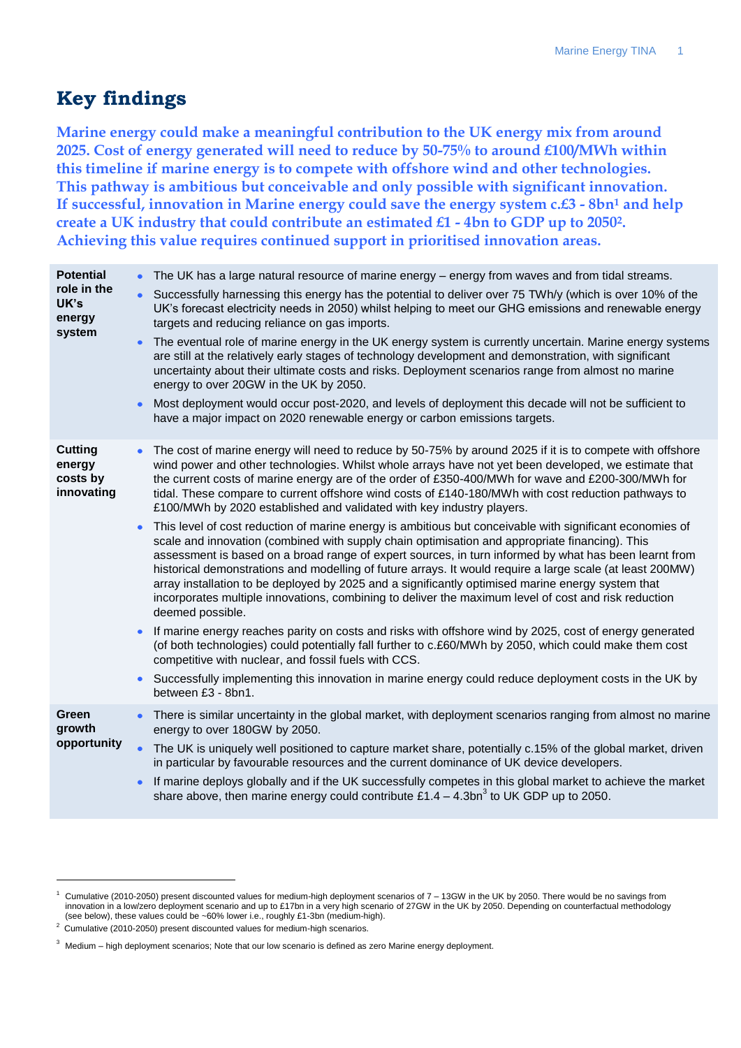# Key findings

**Marine energy could make a meaningful contribution to the UK energy mix from around 2025. Cost of energy generated will need to reduce by 50-75% to around £100/MWh within this timeline if marine energy is to compete with offshore wind and other technologies. This pathway is ambitious but conceivable and only possible with significant innovation. If successful, innovation in Marine energy could save the energy system c.£3 - 8bn[1] and help create a UK industry that could contribute an estimated £1 - 4bn to GDP up to 2050[2]. Achieving this value requires continued support in prioritised innovation areas.**

| | |
|---|---|
| **Potential role in the UK's energy system** | • The UK has a large natural resource of marine energy – energy from waves and from tidal streams.<br>• Successfully harnessing this energy has the potential to deliver over 75 TWh/y (which is over 10% of the UK's forecast electricity needs in 2050) whilst helping to meet our GHG emissions and renewable energy targets and reducing reliance on gas imports.<br>• The eventual role of marine energy in the UK energy system is currently uncertain. Marine energy systems are still at the relatively early stages of technology development and demonstration, with significant uncertainty about their ultimate costs and risks. Deployment scenarios range from almost no marine energy to over 20GW in the UK by 2050.<br>• Most deployment would occur post-2020, and levels of deployment this decade will not be sufficient to have a major impact on 2020 renewable energy or carbon emissions targets. |
| **Cutting energy costs by innovating** | • The cost of marine energy will need to reduce by 50-75% by around 2025 if it is to compete with offshore wind power and other technologies. Whilst whole arrays have not yet been developed, we estimate that the current costs of marine energy are of the order of £350-400/MWh for wave and £200-300/MWh for tidal. These compare to current offshore wind costs of £140-180/MWh with cost reduction pathways to £100/MWh by 2020 established and validated with key industry players.<br>• This level of cost reduction of marine energy is ambitious but conceivable with significant economies of scale and innovation (combined with supply chain optimisation and appropriate financing). This assessment is based on a broad range of expert sources, in turn informed by what has been learnt from historical demonstrations and modelling of future arrays. It would require a large scale (at least 200MW) array installation to be deployed by 2025 and a significantly optimised marine energy system that incorporates multiple innovations, combining to deliver the maximum level of cost and risk reduction deemed possible.<br>• If marine energy reaches parity on costs and risks with offshore wind by 2025, cost of energy generated (of both technologies) could potentially fall further to c.£60/MWh by 2050, which could make them cost competitive with nuclear, and fossil fuels with CCS.<br>• Successfully implementing this innovation in marine energy could reduce deployment costs in the UK by between £3 - 8bn[1]. |
| **Green growth opportunity** | • There is similar uncertainty in the global market, with deployment scenarios ranging from almost no marine energy to over 180GW by 2050.<br>• The UK is uniquely well positioned to capture market share, potentially c.15% of the global market, driven in particular by favourable resources and the current dominance of UK device developers.<br>• If marine deploys globally and if the UK successfully competes in this global market to achieve the market share above, then marine energy could contribute £1.4 – 4.3bn[3] to UK GDP up to 2050. |

[1] Cumulative (2010-2050) present discounted values for medium-high deployment scenarios of 7 – 13GW in the UK by 2050. There would be no savings from innovation in a low/zero deployment scenario and up to £17bn in a very high scenario of 27GW in the UK by 2050. Depending on counterfactual methodology (see below), these values could be ~60% lower i.e., roughly £1-3bn (medium-high).

[2] Cumulative (2010-2050) present discounted values for medium-high scenarios.

[3] Medium – high deployment scenarios; Note that our low scenario is defined as zero Marine energy deployment.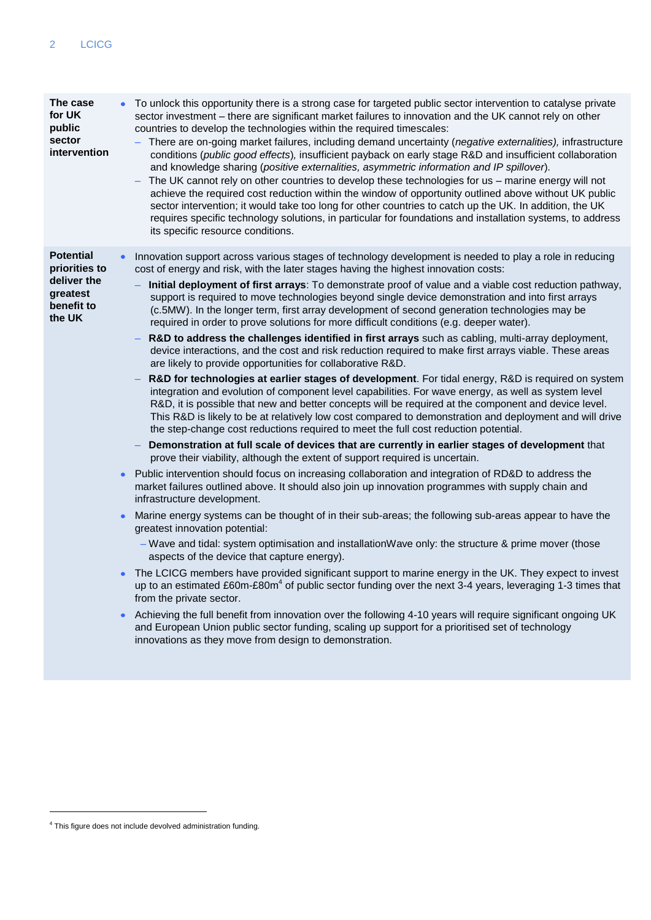| | |
|---|---|
| **The case for UK public sector intervention** | • To unlock this opportunity there is a strong case for targeted public sector intervention to catalyse private sector investment – there are significant market failures to innovation and the UK cannot rely on other countries to develop the technologies within the required timescales:<br>– There are on-going market failures, including demand uncertainty (*negative externalities*), infrastructure conditions (*public good effects*), insufficient payback on early stage R&D and insufficient collaboration and knowledge sharing (*positive externalities, asymmetric information and IP spillover*).<br>– The UK cannot rely on other countries to develop these technologies for us – marine energy will not achieve the required cost reduction within the window of opportunity outlined above without UK public sector intervention; it would take too long for other countries to catch up the UK. In addition, the UK requires specific technology solutions, in particular for foundations and installation systems, to address its specific resource conditions. |
| **Potential priorities to deliver the greatest benefit to the UK** | • Innovation support across various stages of technology development is needed to play a role in reducing cost of energy and risk, with the later stages having the highest innovation costs:<br>– **Initial deployment of first arrays**: To demonstrate proof of value and a viable cost reduction pathway, support is required to move technologies beyond single device demonstration and into first arrays (c.5MW). In the longer term, first array development of second generation technologies may be required in order to prove solutions for more difficult conditions (e.g. deeper water).<br>– **R&D to address the challenges identified in first arrays** such as cabling, multi-array deployment, device interactions, and the cost and risk reduction required to make first arrays viable. These areas are likely to provide opportunities for collaborative R&D.<br>– **R&D for technologies at earlier stages of development**. For tidal energy, R&D is required on system integration and evolution of component level capabilities. For wave energy, as well as system level R&D, it is possible that new and better concepts will be required at the component and device level. This R&D is likely to be at relatively low cost compared to demonstration and deployment and will drive the step-change cost reductions required to meet the full cost reduction potential.<br>– **Demonstration at full scale of devices that are currently in earlier stages of development** that prove their viability, although the extent of support required is uncertain.<br>• Public intervention should focus on increasing collaboration and integration of RD&D to address the market failures outlined above. It should also join up innovation programmes with supply chain and infrastructure development.<br>• Marine energy systems can be thought of in their sub-areas; the following sub-areas appear to have the greatest innovation potential:<br>– Wave and tidal: system optimisation and installationWave only: the structure & prime mover (those aspects of the device that capture energy).<br>• The LCICG members have provided significant support to marine energy in the UK. They expect to invest up to an estimated £60m-£80m[4] of public sector funding over the next 3-4 years, leveraging 1-3 times that from the private sector.<br>• Achieving the full benefit from innovation over the following 4-10 years will require significant ongoing UK and European Union public sector funding, scaling up support for a prioritised set of technology innovations as they move from design to demonstration. |

[4] This figure does not include devolved administration funding.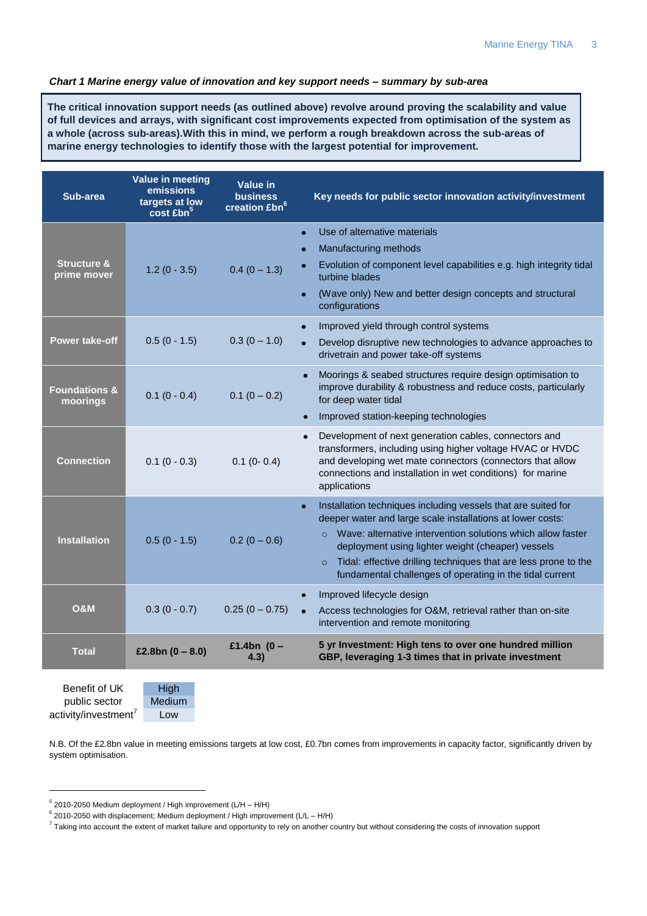***Chart 1 Marine energy value of innovation and key support needs – summary by sub-area***

**The critical innovation support needs (as outlined above) revolve around proving the scalability and value of full devices and arrays, with significant cost improvements expected from optimisation of the system as a whole (across sub-areas).With this in mind, we perform a rough breakdown across the sub-areas of marine energy technologies to identify those with the largest potential for improvement.**

| Sub-area | Value in meeting emissions targets at low cost £bn[5] | Value in business creation £bn[6] | Key needs for public sector innovation activity/investment |
|---|---|---|---|
| **Structure & prime mover** | 1.2 (0 - 3.5) | 0.4 (0 – 1.3) | • Use of alternative materials<br>• Manufacturing methods<br>• Evolution of component level capabilities e.g. high integrity tidal turbine blades<br>• (Wave only) New and better design concepts and structural configurations |
| **Power take-off** | 0.5 (0 - 1.5) | 0.3 (0 – 1.0) | • Improved yield through control systems<br>• Develop disruptive new technologies to advance approaches to drivetrain and power take-off systems |
| **Foundations & moorings** | 0.1 (0 - 0.4) | 0.1 (0 – 0.2) | • Moorings & seabed structures require design optimisation to improve durability & robustness and reduce costs, particularly for deep water tidal<br>• Improved station-keeping technologies |
| **Connection** | 0.1 (0 - 0.3) | 0.1 (0- 0.4) | • Development of next generation cables, connectors and transformers, including using higher voltage HVAC or HVDC and developing wet mate connectors (connectors that allow connections and installation in wet conditions) for marine applications |
| **Installation** | 0.5 (0 - 1.5) | 0.2 (0 – 0.6) | • Installation techniques including vessels that are suited for deeper water and large scale installations at lower costs:<br>  ○ Wave: alternative intervention solutions which allow faster deployment using lighter weight (cheaper) vessels<br>  ○ Tidal: effective drilling techniques that are less prone to the fundamental challenges of operating in the tidal current |
| **O&M** | 0.3 (0 - 0.7) | 0.25 (0 – 0.75) | • Improved lifecycle design<br>• Access technologies for O&M, retrieval rather than on-site intervention and remote monitoring |
| **Total** | **£2.8bn (0 – 8.0)** | **£1.4bn (0 – 4.3)** | **5 yr Investment: High tens to over one hundred million GBP, leveraging 1-3 times that in private investment** |

| Benefit of UK public sector activity/investment[7] | |
|---|---|
| | High |
| | Medium |
| | Low |

N.B. Of the £2.8bn value in meeting emissions targets at low cost, £0.7bn comes from improvements in capacity factor, significantly driven by system optimisation.

---

[5] 2010-2050 Medium deployment / High improvement (L/H – H/H)

[6] 2010-2050 with displacement; Medium deployment / High improvement (L/L – H/H)

[7] Taking into account the extent of market failure and opportunity to rely on another country but without considering the costs of innovation support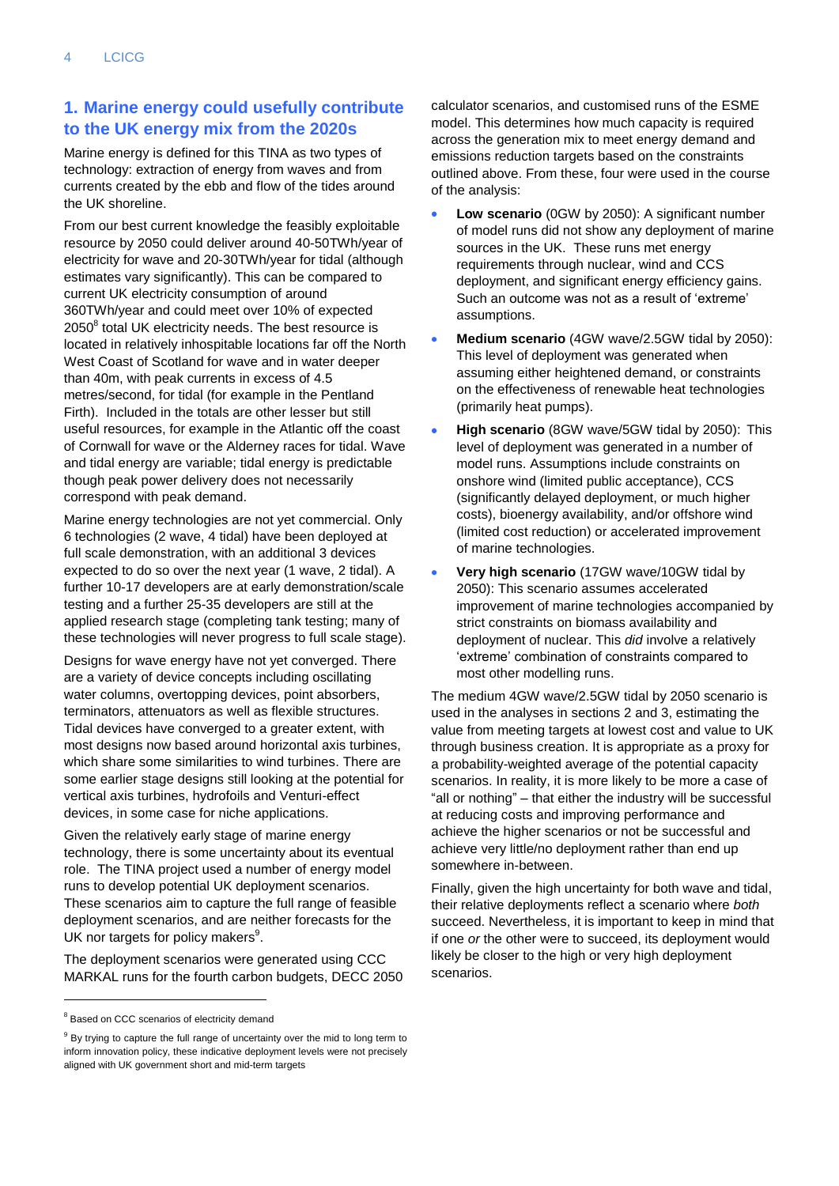## 1. Marine energy could usefully contribute to the UK energy mix from the 2020s

Marine energy is defined for this TINA as two types of technology: extraction of energy from waves and from currents created by the ebb and flow of the tides around the UK shoreline.

From our best current knowledge the feasibly exploitable resource by 2050 could deliver around 40-50TWh/year of electricity for wave and 20-30TWh/year for tidal (although estimates vary significantly). This can be compared to current UK electricity consumption of around 360TWh/year and could meet over 10% of expected 2050[8] total UK electricity needs. The best resource is located in relatively inhospitable locations far off the North West Coast of Scotland for wave and in water deeper than 40m, with peak currents in excess of 4.5 metres/second, for tidal (for example in the Pentland Firth). Included in the totals are other lesser but still useful resources, for example in the Atlantic off the coast of Cornwall for wave or the Alderney races for tidal. Wave and tidal energy are variable; tidal energy is predictable though peak power delivery does not necessarily correspond with peak demand.

Marine energy technologies are not yet commercial. Only 6 technologies (2 wave, 4 tidal) have been deployed at full scale demonstration, with an additional 3 devices expected to do so over the next year (1 wave, 2 tidal). A further 10-17 developers are at early demonstration/scale testing and a further 25-35 developers are still at the applied research stage (completing tank testing; many of these technologies will never progress to full scale stage).

Designs for wave energy have not yet converged. There are a variety of device concepts including oscillating water columns, overtopping devices, point absorbers, terminators, attenuators as well as flexible structures. Tidal devices have converged to a greater extent, with most designs now based around horizontal axis turbines, which share some similarities to wind turbines. There are some earlier stage designs still looking at the potential for vertical axis turbines, hydrofoils and Venturi-effect devices, in some case for niche applications.

Given the relatively early stage of marine energy technology, there is some uncertainty about its eventual role. The TINA project used a number of energy model runs to develop potential UK deployment scenarios. These scenarios aim to capture the full range of feasible deployment scenarios, and are neither forecasts for the UK nor targets for policy makers[9].

The deployment scenarios were generated using CCC MARKAL runs for the fourth carbon budgets, DECC 2050 calculator scenarios, and customised runs of the ESME model. This determines how much capacity is required across the generation mix to meet energy demand and emissions reduction targets based on the constraints outlined above. From these, four were used in the course of the analysis:

- **Low scenario** (0GW by 2050): A significant number of model runs did not show any deployment of marine sources in the UK. These runs met energy requirements through nuclear, wind and CCS deployment, and significant energy efficiency gains. Such an outcome was not as a result of 'extreme' assumptions.
- **Medium scenario** (4GW wave/2.5GW tidal by 2050): This level of deployment was generated when assuming either heightened demand, or constraints on the effectiveness of renewable heat technologies (primarily heat pumps).
- **High scenario** (8GW wave/5GW tidal by 2050): This level of deployment was generated in a number of model runs. Assumptions include constraints on onshore wind (limited public acceptance), CCS (significantly delayed deployment, or much higher costs), bioenergy availability, and/or offshore wind (limited cost reduction) or accelerated improvement of marine technologies.
- **Very high scenario** (17GW wave/10GW tidal by 2050): This scenario assumes accelerated improvement of marine technologies accompanied by strict constraints on biomass availability and deployment of nuclear. This *did* involve a relatively 'extreme' combination of constraints compared to most other modelling runs.

The medium 4GW wave/2.5GW tidal by 2050 scenario is used in the analyses in sections 2 and 3, estimating the value from meeting targets at lowest cost and value to UK through business creation. It is appropriate as a proxy for a probability-weighted average of the potential capacity scenarios. In reality, it is more likely to be more a case of "all or nothing" – that either the industry will be successful at reducing costs and improving performance and achieve the higher scenarios or not be successful and achieve very little/no deployment rather than end up somewhere in-between.

Finally, given the high uncertainty for both wave and tidal, their relative deployments reflect a scenario where *both* succeed. Nevertheless, it is important to keep in mind that if one *or* the other were to succeed, its deployment would likely be closer to the high or very high deployment scenarios.

---

[8] Based on CCC scenarios of electricity demand

[9] By trying to capture the full range of uncertainty over the mid to long term to inform innovation policy, these indicative deployment levels were not precisely aligned with UK government short and mid-term targets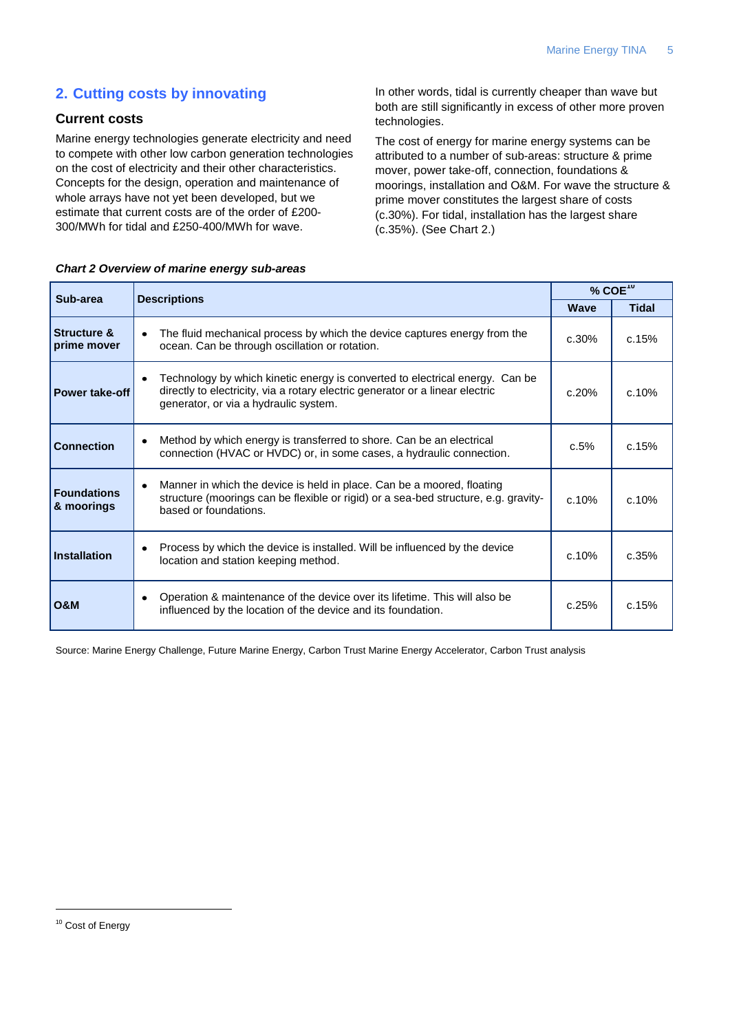## 2. Cutting costs by innovating

### Current costs

Marine energy technologies generate electricity and need to compete with other low carbon generation technologies on the cost of electricity and their other characteristics. Concepts for the design, operation and maintenance of whole arrays have not yet been developed, but we estimate that current costs are of the order of £200-300/MWh for tidal and £250-400/MWh for wave.

In other words, tidal is currently cheaper than wave but both are still significantly in excess of other more proven technologies.

The cost of energy for marine energy systems can be attributed to a number of sub-areas: structure & prime mover, power take-off, connection, foundations & moorings, installation and O&M. For wave the structure & prime mover constitutes the largest share of costs (c.30%). For tidal, installation has the largest share (c.35%). (See Chart 2.)

***Chart 2 Overview of marine energy sub-areas***

| Sub-area | Descriptions | % COE[10] | |
|---|---|---|---|
| | | **Wave** | **Tidal** |
| **Structure & prime mover** | • The fluid mechanical process by which the device captures energy from the ocean. Can be through oscillation or rotation. | c.30% | c.15% |
| **Power take-off** | • Technology by which kinetic energy is converted to electrical energy. Can be directly to electricity, via a rotary electric generator or a linear electric generator, or via a hydraulic system. | c.20% | c.10% |
| **Connection** | • Method by which energy is transferred to shore. Can be an electrical connection (HVAC or HVDC) or, in some cases, a hydraulic connection. | c.5% | c.15% |
| **Foundations & moorings** | • Manner in which the device is held in place. Can be a moored, floating structure (moorings can be flexible or rigid) or a sea-bed structure, e.g. gravity-based or foundations. | c.10% | c.10% |
| **Installation** | • Process by which the device is installed. Will be influenced by the device location and station keeping method. | c.10% | c.35% |
| **O&M** | • Operation & maintenance of the device over its lifetime. This will also be influenced by the location of the device and its foundation. | c.25% | c.15% |

Source: Marine Energy Challenge, Future Marine Energy, Carbon Trust Marine Energy Accelerator, Carbon Trust analysis

[10] Cost of Energy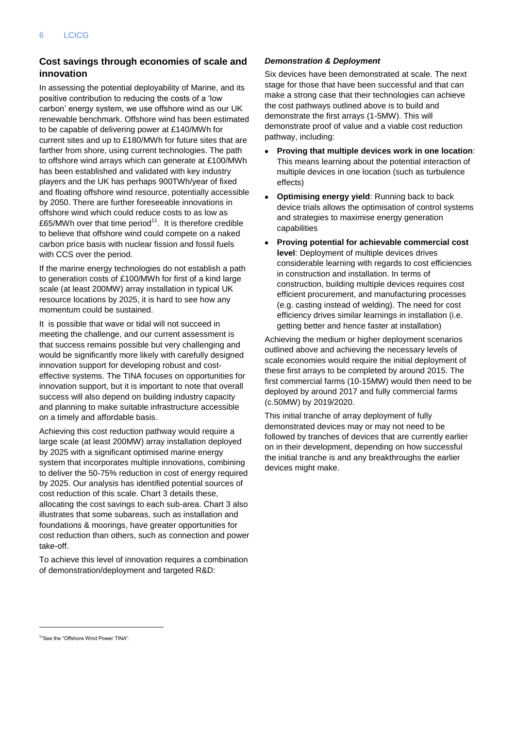## Cost savings through economies of scale and innovation

In assessing the potential deployability of Marine, and its positive contribution to reducing the costs of a 'low carbon' energy system, we use offshore wind as our UK renewable benchmark. Offshore wind has been estimated to be capable of delivering power at £140/MWh for current sites and up to £180/MWh for future sites that are farther from shore, using current technologies. The path to offshore wind arrays which can generate at £100/MWh has been established and validated with key industry players and the UK has perhaps 900TWh/year of fixed and floating offshore wind resource, potentially accessible by 2050. There are further foreseeable innovations in offshore wind which could reduce costs to as low as £65/MWh over that time period[11]. It is therefore credible to believe that offshore wind could compete on a naked carbon price basis with nuclear fission and fossil fuels with CCS over the period.

If the marine energy technologies do not establish a path to generation costs of £100/MWh for first of a kind large scale (at least 200MW) array installation in typical UK resource locations by 2025, it is hard to see how any momentum could be sustained.

It is possible that wave or tidal will not succeed in meeting the challenge, and our current assessment is that success remains possible but very challenging and would be significantly more likely with carefully designed innovation support for developing robust and cost-effective systems. The TINA focuses on opportunities for innovation support, but it is important to note that overall success will also depend on building industry capacity and planning to make suitable infrastructure accessible on a timely and affordable basis.

Achieving this cost reduction pathway would require a large scale (at least 200MW) array installation deployed by 2025 with a significant optimised marine energy system that incorporates multiple innovations, combining to deliver the 50-75% reduction in cost of energy required by 2025. Our analysis has identified potential sources of cost reduction of this scale. Chart 3 details these, allocating the cost savings to each sub-area. Chart 3 also illustrates that some subareas, such as installation and foundations & moorings, have greater opportunities for cost reduction than others, such as connection and power take-off.

To achieve this level of innovation requires a combination of demonstration/deployment and targeted R&D:

### *Demonstration & Deployment*

Six devices have been demonstrated at scale. The next stage for those that have been successful and that can make a strong case that their technologies can achieve the cost pathways outlined above is to build and demonstrate the first arrays (1-5MW). This will demonstrate proof of value and a viable cost reduction pathway, including:

- **Proving that multiple devices work in one location**: This means learning about the potential interaction of multiple devices in one location (such as turbulence effects)
- **Optimising energy yield**: Running back to back device trials allows the optimisation of control systems and strategies to maximise energy generation capabilities
- **Proving potential for achievable commercial cost level**: Deployment of multiple devices drives considerable learning with regards to cost efficiencies in construction and installation. In terms of construction, building multiple devices requires cost efficient procurement, and manufacturing processes (e.g. casting instead of welding). The need for cost efficiency drives similar learnings in installation (i.e. getting better and hence faster at installation)

Achieving the medium or higher deployment scenarios outlined above and achieving the necessary levels of scale economies would require the initial deployment of these first arrays to be completed by around 2015. The first commercial farms (10-15MW) would then need to be deployed by around 2017 and fully commercial farms (c.50MW) by 2019/2020.

This initial tranche of array deployment of fully demonstrated devices may or may not need to be followed by tranches of devices that are currently earlier on in their development, depending on how successful the initial tranche is and any breakthroughs the earlier devices might make.

[11] See the "Offshore Wind Power TINA".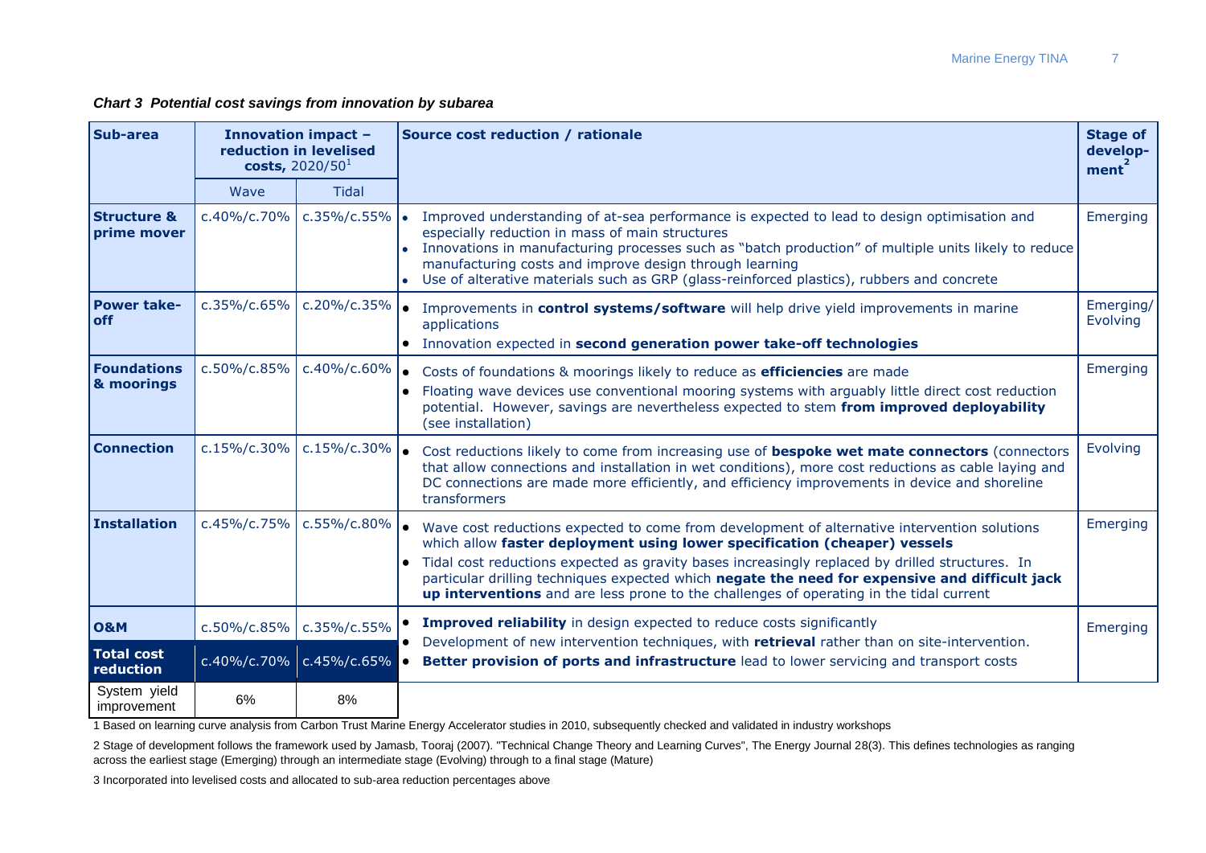***Chart 3 Potential cost savings from innovation by subarea***

| Sub-area | Innovation impact – reduction in levelised costs, 2020/50[1] | | Source cost reduction / rationale | Stage of development[2] |
|---|---|---|---|---|
| | Wave | Tidal | | |
| **Structure & prime mover** | c.40%/c.70% | c.35%/c.55% | • Improved understanding of at-sea performance is expected to lead to design optimisation and especially reduction in mass of main structures<br>• Innovations in manufacturing processes such as "batch production" of multiple units likely to reduce manufacturing costs and improve design through learning<br>• Use of alterative materials such as GRP (glass-reinforced plastics), rubbers and concrete | Emerging |
| **Power take-off** | c.35%/c.65% | c.20%/c.35% | • Improvements in **control systems/software** will help drive yield improvements in marine applications<br>• Innovation expected in **second generation power take-off technologies** | Emerging/ Evolving |
| **Foundations & moorings** | c.50%/c.85% | c.40%/c.60% | • Costs of foundations & moorings likely to reduce as **efficiencies** are made<br>• Floating wave devices use conventional mooring systems with arguably little direct cost reduction potential. However, savings are nevertheless expected to stem **from improved deployability** (see installation) | Emerging |
| **Connection** | c.15%/c.30% | c.15%/c.30% | • Cost reductions likely to come from increasing use of **bespoke wet mate connectors** (connectors that allow connections and installation in wet conditions), more cost reductions as cable laying and DC connections are made more efficiently, and efficiency improvements in device and shoreline transformers | Evolving |
| **Installation** | c.45%/c.75% | c.55%/c.80% | • Wave cost reductions expected to come from development of alternative intervention solutions which allow **faster deployment using lower specification (cheaper) vessels**<br>• Tidal cost reductions expected as gravity bases increasingly replaced by drilled structures. In particular drilling techniques expected which **negate the need for expensive and difficult jack up interventions** and are less prone to the challenges of operating in the tidal current | Emerging |
| **O&M** | c.50%/c.85% | c.35%/c.55% | • **Improved reliability** in design expected to reduce costs significantly<br>• Development of new intervention techniques, with **retrieval** rather than on site-intervention.<br>• **Better provision of ports and infrastructure** lead to lower servicing and transport costs | Emerging |
| **Total cost reduction** | c.40%/c.70% | c.45%/c.65% | | |
| System yield improvement | 6% | 8% | | |

1 Based on learning curve analysis from Carbon Trust Marine Energy Accelerator studies in 2010, subsequently checked and validated in industry workshops

2 Stage of development follows the framework used by Jamasb, Tooraj (2007). "Technical Change Theory and Learning Curves", The Energy Journal 28(3). This defines technologies as ranging across the earliest stage (Emerging) through an intermediate stage (Evolving) through to a final stage (Mature)

3 Incorporated into levelised costs and allocated to sub-area reduction percentages above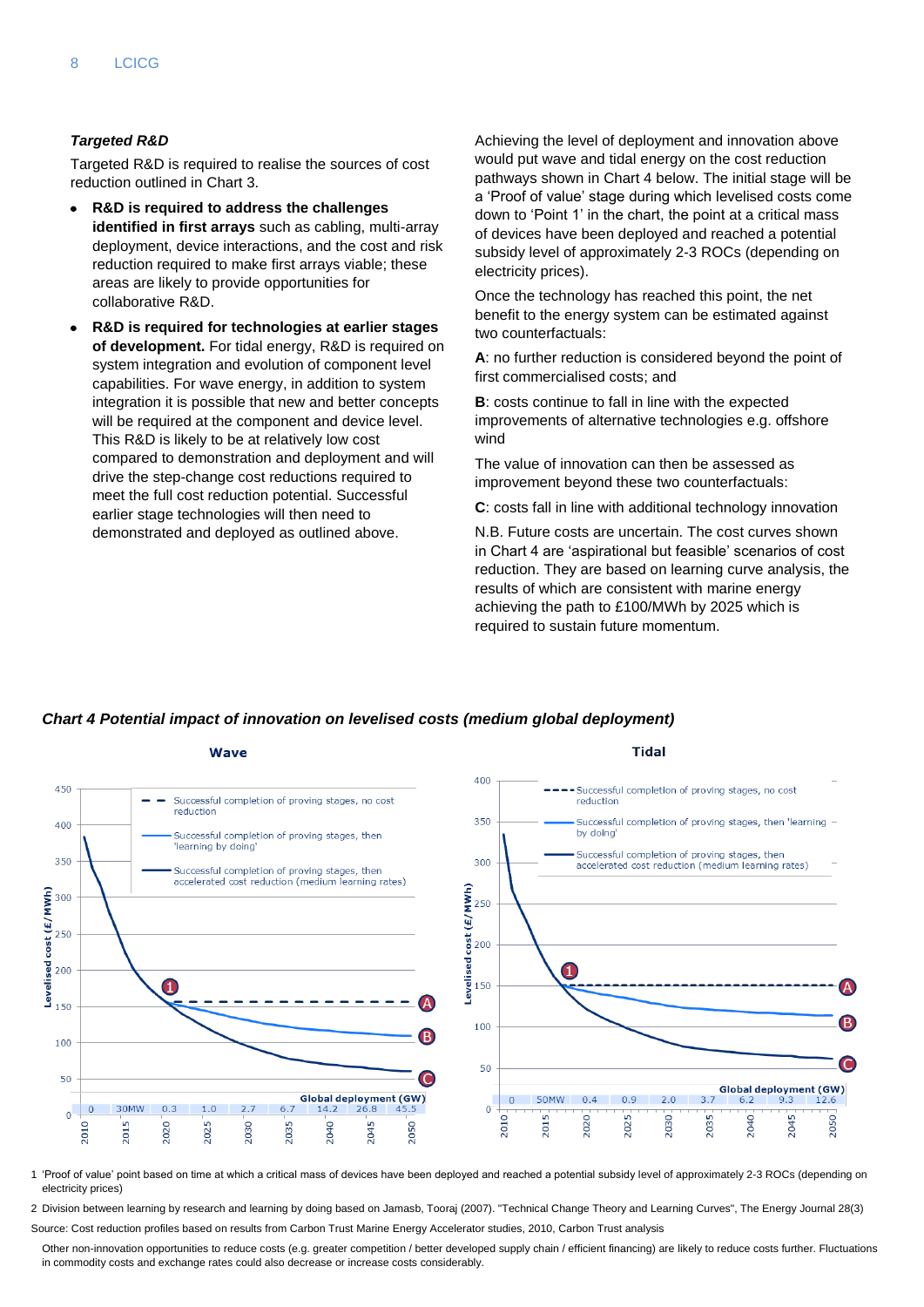### *Targeted R&D*

Targeted R&D is required to realise the sources of cost reduction outlined in Chart 3.

- **R&D is required to address the challenges identified in first arrays** such as cabling, multi-array deployment, device interactions, and the cost and risk reduction required to make first arrays viable; these areas are likely to provide opportunities for collaborative R&D.
- **R&D is required for technologies at earlier stages of development.** For tidal energy, R&D is required on system integration and evolution of component level capabilities. For wave energy, in addition to system integration it is possible that new and better concepts will be required at the component and device level. This R&D is likely to be at relatively low cost compared to demonstration and deployment and will drive the step-change cost reductions required to meet the full cost reduction potential. Successful earlier stage technologies will then need to demonstrated and deployed as outlined above.

Achieving the level of deployment and innovation above would put wave and tidal energy on the cost reduction pathways shown in Chart 4 below. The initial stage will be a 'Proof of value' stage during which levelised costs come down to 'Point 1' in the chart, the point at a critical mass of devices have been deployed and reached a potential subsidy level of approximately 2-3 ROCs (depending on electricity prices).

Once the technology has reached this point, the net benefit to the energy system can be estimated against two counterfactuals:

**A**: no further reduction is considered beyond the point of first commercialised costs; and

**B**: costs continue to fall in line with the expected improvements of alternative technologies e.g. offshore wind

The value of innovation can then be assessed as improvement beyond these two counterfactuals:

**C**: costs fall in line with additional technology innovation

N.B. Future costs are uncertain. The cost curves shown in Chart 4 are 'aspirational but feasible' scenarios of cost reduction. They are based on learning curve analysis, the results of which are consistent with marine energy achieving the path to £100/MWh by 2025 which is required to sustain future momentum.

***Chart 4 Potential impact of innovation on levelised costs (medium global deployment)***

**Wave**

Levelised cost (£/MWh)

- Successful completion of proving stages, no cost reduction
- Successful completion of proving stages, then 'learning by doing'
- Successful completion of proving stages, then accelerated cost reduction (medium learning rates)

Global deployment (GW)

| 2010 | 2015 | 2020 | 2025 | 2030 | 2035 | 2040 | 2045 | 2050 |
|---|---|---|---|---|---|---|---|---|
| 0 | 30MW | 0.3 | 1.0 | 2.7 | 6.7 | 14.2 | 26.8 | 45.5 |

**Tidal**

Levelised cost (£/MWh)

- Successful completion of proving stages, no cost reduction
- Successful completion of proving stages, then 'learning by doing'
- Successful completion of proving stages, then accelerated cost reduction (medium learning rates)

Global deployment (GW)

| 2010 | 2015 | 2020 | 2025 | 2030 | 2035 | 2040 | 2045 | 2050 |
|---|---|---|---|---|---|---|---|---|
| 0 | 50MW | 0.4 | 0.9 | 2.0 | 3.7 | 6.2 | 9.3 | 12.6 |

1 'Proof of value' point based on time at which a critical mass of devices have been deployed and reached a potential subsidy level of approximately 2-3 ROCs (depending on electricity prices)

2 Division between learning by research and learning by doing based on Jamasb, Tooraj (2007). "Technical Change Theory and Learning Curves", The Energy Journal 28(3)

Source: Cost reduction profiles based on results from Carbon Trust Marine Energy Accelerator studies, 2010, Carbon Trust analysis

Other non-innovation opportunities to reduce costs (e.g. greater competition / better developed supply chain / efficient financing) are likely to reduce costs further. Fluctuations in commodity costs and exchange rates could also decrease or increase costs considerably.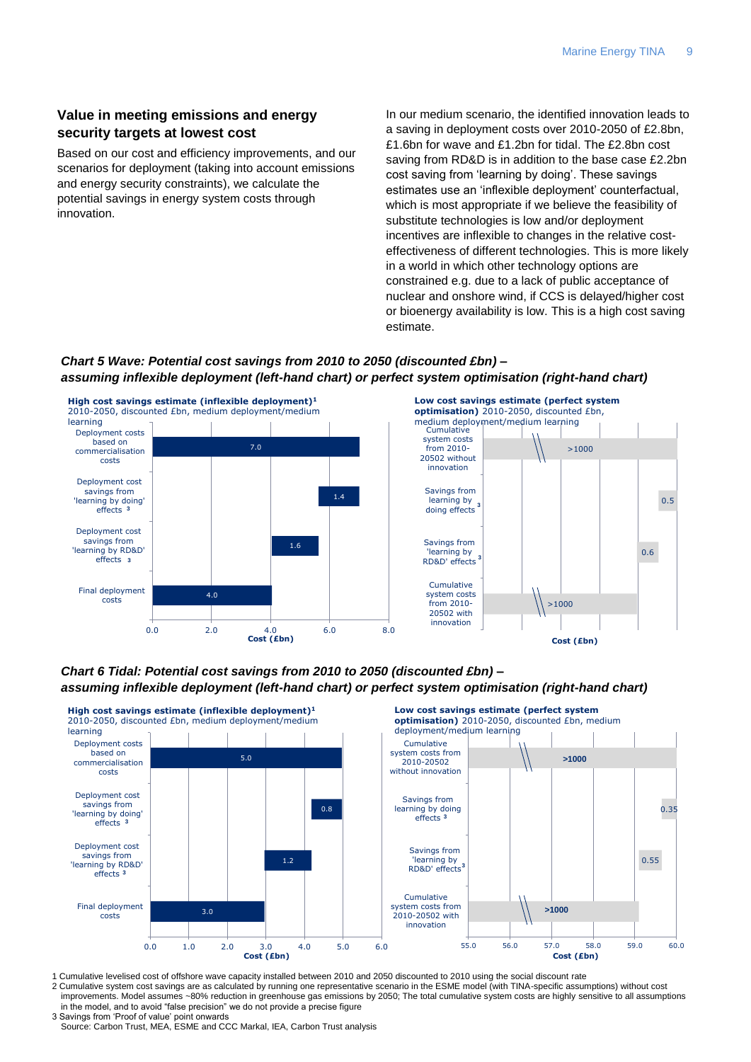## Value in meeting emissions and energy security targets at lowest cost

Based on our cost and efficiency improvements, and our scenarios for deployment (taking into account emissions and energy security constraints), we calculate the potential savings in energy system costs through innovation.

In our medium scenario, the identified innovation leads to a saving in deployment costs over 2010-2050 of £2.8bn, £1.6bn for wave and £1.2bn for tidal. The £2.8bn cost saving from RD&D is in addition to the base case £2.2bn cost saving from 'learning by doing'. These savings estimates use an 'inflexible deployment' counterfactual, which is most appropriate if we believe the feasibility of substitute technologies is low and/or deployment incentives are inflexible to changes in the relative cost-effectiveness of different technologies. This is more likely in a world in which other technology options are constrained e.g. due to a lack of public acceptance of nuclear and onshore wind, if CCS is delayed/higher cost or bioenergy availability is low. This is a high cost saving estimate.

***Chart 5 Wave: Potential cost savings from 2010 to 2050 (discounted £bn) – assuming inflexible deployment (left-hand chart) or perfect system optimisation (right-hand chart)***

**High cost savings estimate (inflexible deployment)[1]** 2010-2050, discounted £bn, medium deployment/medium learning

| | Cost (£bn) |
|---|---|
| Deployment costs based on commercialisation costs | 7.0 |
| Deployment cost savings from 'learning by doing' effects [3] | 1.4 |
| Deployment cost savings from 'learning by RD&D' effects [3] | 1.6 |
| Final deployment costs | 4.0 |

**Low cost savings estimate (perfect system optimisation)** 2010-2050, discounted £bn, medium deployment/medium learning

| | Cost (£bn) |
|---|---|
| Cumulative system costs from 2010-2050[2] without innovation | >1000 |
| Savings from learning by doing effects [3] | 0.5 |
| Savings from 'learning by RD&D' effects [3] | 0.6 |
| Cumulative system costs from 2010-2050[2] with innovation | >1000 |

***Chart 6 Tidal: Potential cost savings from 2010 to 2050 (discounted £bn) – assuming inflexible deployment (left-hand chart) or perfect system optimisation (right-hand chart)***

**High cost savings estimate (inflexible deployment)[1]** 2010-2050, discounted £bn, medium deployment/medium learning

| | Cost (£bn) |
|---|---|
| Deployment costs based on commercialisation costs | 5.0 |
| Deployment cost savings from 'learning by doing' effects [3] | 0.8 |
| Deployment cost savings from 'learning by RD&D' effects [3] | 1.2 |
| Final deployment costs | 3.0 |

**Low cost savings estimate (perfect system optimisation)** 2010-2050, discounted £bn, medium deployment/medium learning

| | Cost (£bn) |
|---|---|
| Cumulative system costs from 2010-2050[2] without innovation | >1000 |
| Savings from learning by doing effects [3] | 0.35 |
| Savings from 'learning by RD&D' effects [3] | 0.55 |
| Cumulative system costs from 2010-2050[2] with innovation | >1000 |

1 Cumulative levelised cost of offshore wave capacity installed between 2010 and 2050 discounted to 2010 using the social discount rate
2 Cumulative system cost savings are as calculated by running one representative scenario in the ESME model (with TINA-specific assumptions) without cost improvements. Model assumes ~80% reduction in greenhouse gas emissions by 2050; The total cumulative system costs are highly sensitive to all assumptions in the model, and to avoid "false precision" we do not provide a precise figure
3 Savings from 'Proof of value' point onwards
Source: Carbon Trust, MEA, ESME and CCC Markal, IEA, Carbon Trust analysis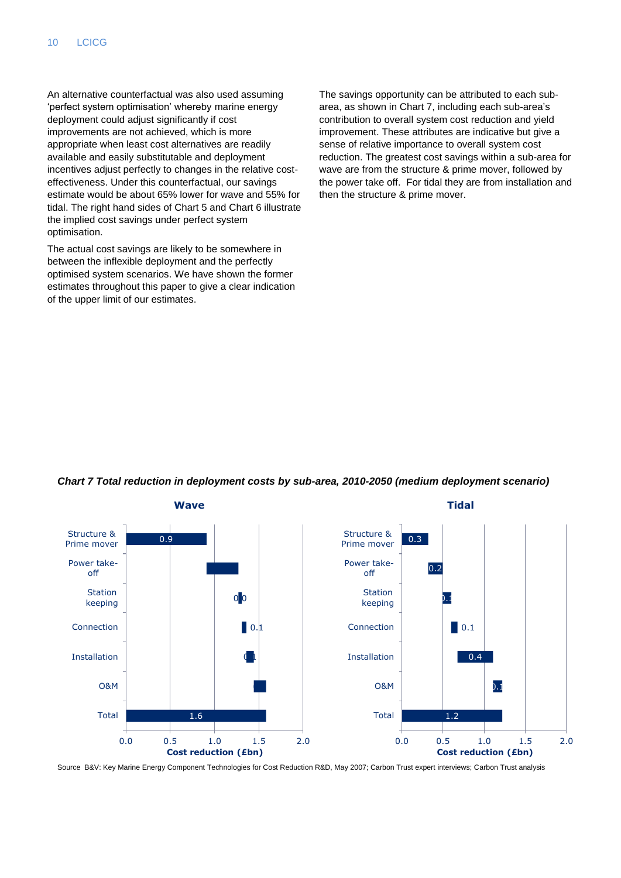An alternative counterfactual was also used assuming 'perfect system optimisation' whereby marine energy deployment could adjust significantly if cost improvements are not achieved, which is more appropriate when least cost alternatives are readily available and easily substitutable and deployment incentives adjust perfectly to changes in the relative cost-effectiveness. Under this counterfactual, our savings estimate would be about 65% lower for wave and 55% for tidal. The right hand sides of Chart 5 and Chart 6 illustrate the implied cost savings under perfect system optimisation.

The actual cost savings are likely to be somewhere in between the inflexible deployment and the perfectly optimised system scenarios. We have shown the former estimates throughout this paper to give a clear indication of the upper limit of our estimates.

The savings opportunity can be attributed to each sub-area, as shown in Chart 7, including each sub-area's contribution to overall system cost reduction and yield improvement. These attributes are indicative but give a sense of relative importance to overall system cost reduction. The greatest cost savings within a sub-area for wave are from the structure & prime mover, followed by the power take off. For tidal they are from installation and then the structure & prime mover.

***Chart 7 Total reduction in deployment costs by sub-area, 2010-2050 (medium deployment scenario)***

**Wave**

| Sub-area | Cost reduction (£bn) |
|---|---|
| Structure & Prime mover | 0.9 |
| Power take-off | |
| Station keeping | 0.0 |
| Connection | 0.1 |
| Installation | 0.1 |
| O&M | |
| Total | 1.6 |

**Tidal**

| Sub-area | Cost reduction (£bn) |
|---|---|
| Structure & Prime mover | 0.3 |
| Power take-off | 0.2 |
| Station keeping | 0.1 |
| Connection | 0.1 |
| Installation | 0.4 |
| O&M | 0.1 |
| Total | 1.2 |

Source B&V: Key Marine Energy Component Technologies for Cost Reduction R&D, May 2007; Carbon Trust expert interviews; Carbon Trust analysis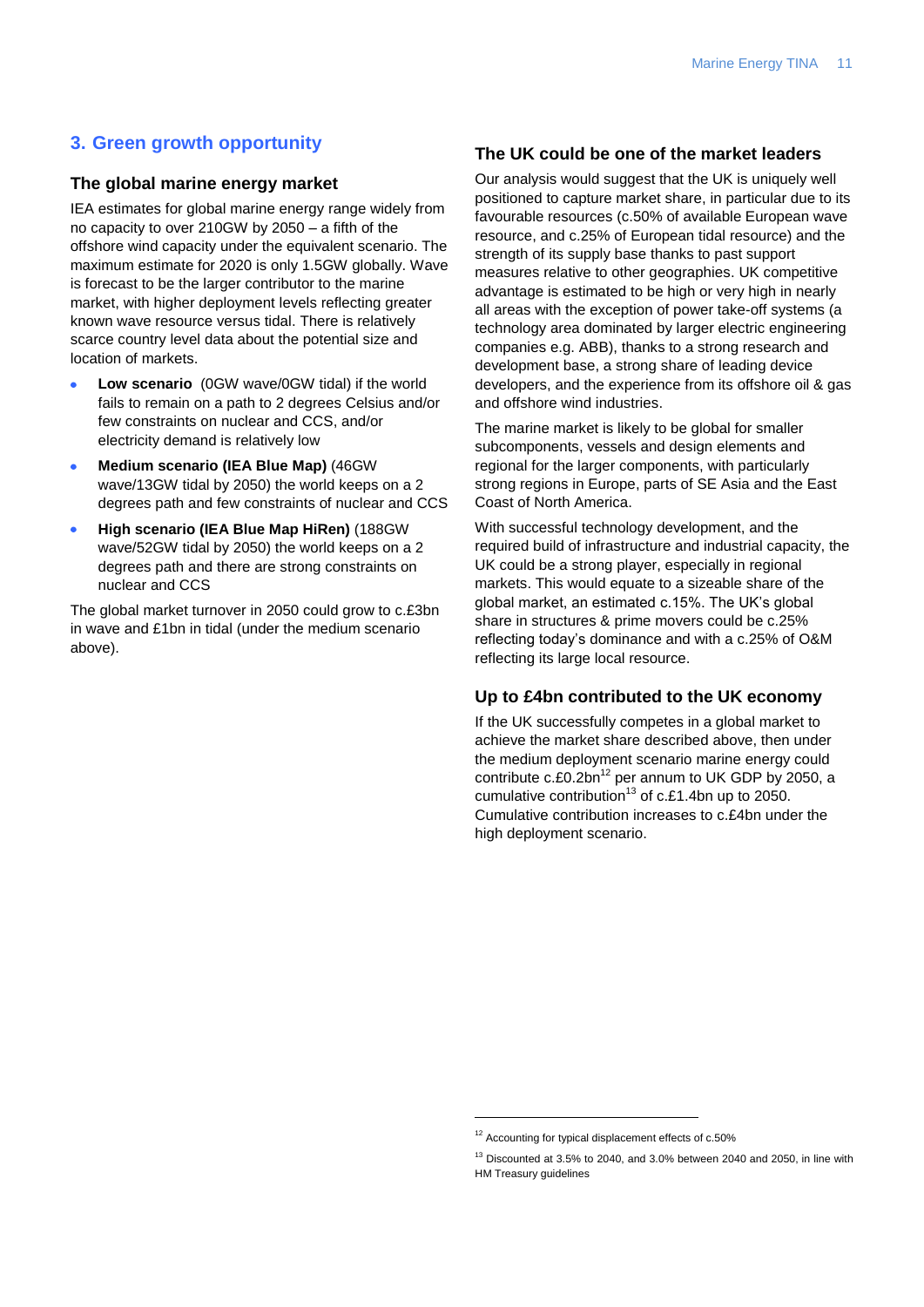## 3. Green growth opportunity

### The global marine energy market

IEA estimates for global marine energy range widely from no capacity to over 210GW by 2050 – a fifth of the offshore wind capacity under the equivalent scenario. The maximum estimate for 2020 is only 1.5GW globally. Wave is forecast to be the larger contributor to the marine market, with higher deployment levels reflecting greater known wave resource versus tidal. There is relatively scarce country level data about the potential size and location of markets.

- **Low scenario** (0GW wave/0GW tidal) if the world fails to remain on a path to 2 degrees Celsius and/or few constraints on nuclear and CCS, and/or electricity demand is relatively low
- **Medium scenario (IEA Blue Map)** (46GW wave/13GW tidal by 2050) the world keeps on a 2 degrees path and few constraints of nuclear and CCS
- **High scenario (IEA Blue Map HiRen)** (188GW wave/52GW tidal by 2050) the world keeps on a 2 degrees path and there are strong constraints on nuclear and CCS

The global market turnover in 2050 could grow to c.£3bn in wave and £1bn in tidal (under the medium scenario above).

### The UK could be one of the market leaders

Our analysis would suggest that the UK is uniquely well positioned to capture market share, in particular due to its favourable resources (c.50% of available European wave resource, and c.25% of European tidal resource) and the strength of its supply base thanks to past support measures relative to other geographies. UK competitive advantage is estimated to be high or very high in nearly all areas with the exception of power take-off systems (a technology area dominated by larger electric engineering companies e.g. ABB), thanks to a strong research and development base, a strong share of leading device developers, and the experience from its offshore oil & gas and offshore wind industries.

The marine market is likely to be global for smaller subcomponents, vessels and design elements and regional for the larger components, with particularly strong regions in Europe, parts of SE Asia and the East Coast of North America.

With successful technology development, and the required build of infrastructure and industrial capacity, the UK could be a strong player, especially in regional markets. This would equate to a sizeable share of the global market, an estimated c.15%. The UK's global share in structures & prime movers could be c.25% reflecting today's dominance and with a c.25% of O&M reflecting its large local resource.

### Up to £4bn contributed to the UK economy

If the UK successfully competes in a global market to achieve the market share described above, then under the medium deployment scenario marine energy could contribute c.£0.2bn[12] per annum to UK GDP by 2050, a cumulative contribution[13] of c.£1.4bn up to 2050. Cumulative contribution increases to c.£4bn under the high deployment scenario.

---

[12] Accounting for typical displacement effects of c.50%

[13] Discounted at 3.5% to 2040, and 3.0% between 2040 and 2050, in line with HM Treasury guidelines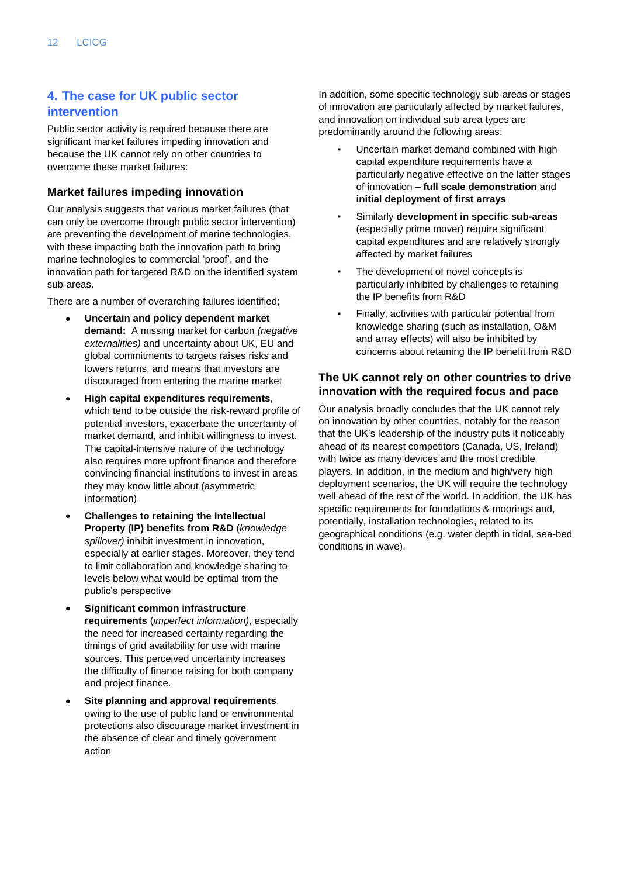## 4. The case for UK public sector intervention

Public sector activity is required because there are significant market failures impeding innovation and because the UK cannot rely on other countries to overcome these market failures:

### Market failures impeding innovation

Our analysis suggests that various market failures (that can only be overcome through public sector intervention) are preventing the development of marine technologies, with these impacting both the innovation path to bring marine technologies to commercial 'proof', and the innovation path for targeted R&D on the identified system sub-areas.

There are a number of overarching failures identified;

- **Uncertain and policy dependent market demand:** A missing market for carbon *(negative externalities)* and uncertainty about UK, EU and global commitments to targets raises risks and lowers returns, and means that investors are discouraged from entering the marine market
- **High capital expenditures requirements**, which tend to be outside the risk-reward profile of potential investors, exacerbate the uncertainty of market demand, and inhibit willingness to invest. The capital-intensive nature of the technology also requires more upfront finance and therefore convincing financial institutions to invest in areas they may know little about (asymmetric information)
- **Challenges to retaining the Intellectual Property (IP) benefits from R&D** (*knowledge spillover)* inhibit investment in innovation, especially at earlier stages. Moreover, they tend to limit collaboration and knowledge sharing to levels below what would be optimal from the public's perspective
- **Significant common infrastructure requirements** (*imperfect information)*, especially the need for increased certainty regarding the timings of grid availability for use with marine sources. This perceived uncertainty increases the difficulty of finance raising for both company and project finance.
- **Site planning and approval requirements**, owing to the use of public land or environmental protections also discourage market investment in the absence of clear and timely government action

In addition, some specific technology sub-areas or stages of innovation are particularly affected by market failures, and innovation on individual sub-area types are predominantly around the following areas:

- Uncertain market demand combined with high capital expenditure requirements have a particularly negative effective on the latter stages of innovation – **full scale demonstration** and **initial deployment of first arrays**
- Similarly **development in specific sub-areas** (especially prime mover) require significant capital expenditures and are relatively strongly affected by market failures
- The development of novel concepts is particularly inhibited by challenges to retaining the IP benefits from R&D
- Finally, activities with particular potential from knowledge sharing (such as installation, O&M and array effects) will also be inhibited by concerns about retaining the IP benefit from R&D

### The UK cannot rely on other countries to drive innovation with the required focus and pace

Our analysis broadly concludes that the UK cannot rely on innovation by other countries, notably for the reason that the UK's leadership of the industry puts it noticeably ahead of its nearest competitors (Canada, US, Ireland) with twice as many devices and the most credible players. In addition, in the medium and high/very high deployment scenarios, the UK will require the technology well ahead of the rest of the world. In addition, the UK has specific requirements for foundations & moorings and, potentially, installation technologies, related to its geographical conditions (e.g. water depth in tidal, sea-bed conditions in wave).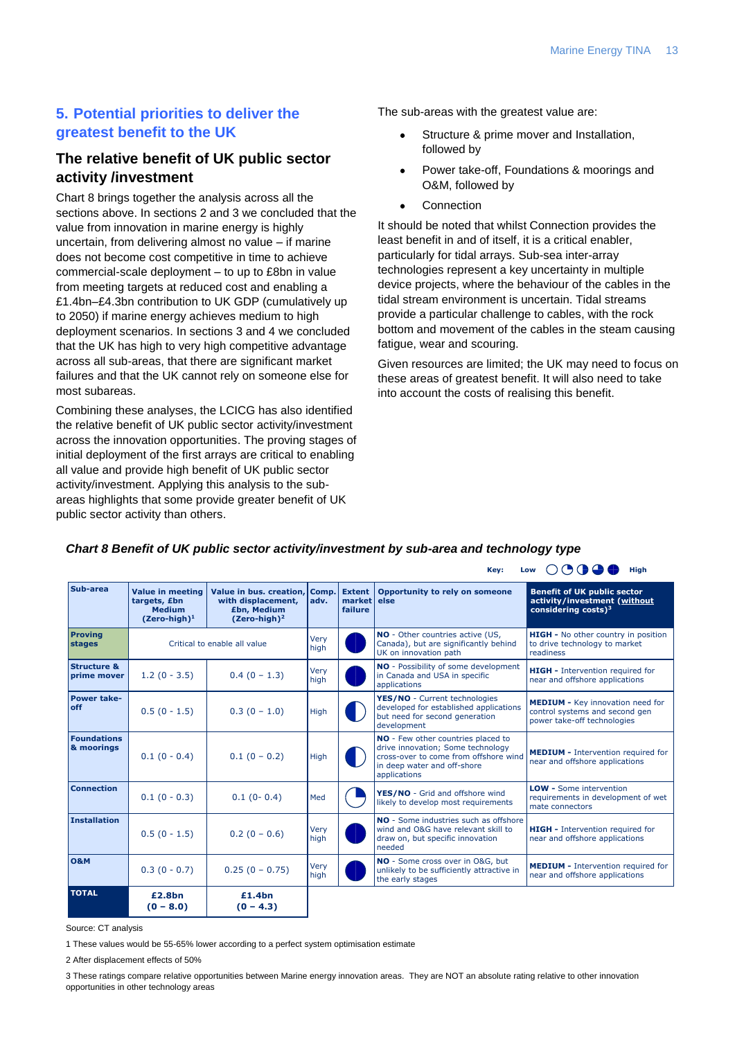## 5. Potential priorities to deliver the greatest benefit to the UK

### The relative benefit of UK public sector activity /investment

Chart 8 brings together the analysis across all the sections above. In sections 2 and 3 we concluded that the value from innovation in marine energy is highly uncertain, from delivering almost no value – if marine does not become cost competitive in time to achieve commercial-scale deployment – to up to £8bn in value from meeting targets at reduced cost and enabling a £1.4bn–£4.3bn contribution to UK GDP (cumulatively up to 2050) if marine energy achieves medium to high deployment scenarios. In sections 3 and 4 we concluded that the UK has high to very high competitive advantage across all sub-areas, that there are significant market failures and that the UK cannot rely on someone else for most subareas.

Combining these analyses, the LCICG has also identified the relative benefit of UK public sector activity/investment across the innovation opportunities. The proving stages of initial deployment of the first arrays are critical to enabling all value and provide high benefit of UK public sector activity/investment. Applying this analysis to the sub-areas highlights that some provide greater benefit of UK public sector activity than others.

The sub-areas with the greatest value are:

- Structure & prime mover and Installation, followed by
- Power take-off, Foundations & moorings and O&M, followed by
- Connection

It should be noted that whilst Connection provides the least benefit in and of itself, it is a critical enabler, particularly for tidal arrays. Sub-sea inter-array technologies represent a key uncertainty in multiple device projects, where the behaviour of the cables in the tidal stream environment is uncertain. Tidal streams provide a particular challenge to cables, with the rock bottom and movement of the cables in the steam causing fatigue, wear and scouring.

Given resources are limited; the UK may need to focus on these areas of greatest benefit. It will also need to take into account the costs of realising this benefit.

***Chart 8 Benefit of UK public sector activity/investment by sub-area and technology type***

Key: Low ◯ ◔ ◑ ◕ ● High

| Sub-area | Value in meeting targets, £bn Medium (Zero-high)[1] | Value in bus. creation, with displacement, £bn, Medium (Zero-high)[2] | Comp. adv. | Extent market failure | Opportunity to rely on someone else | Benefit of UK public sector activity/investment (without considering costs)[3] |
|---|---|---|---|---|---|---|
| **Proving stages** | Critical to enable all value | | Very high | ● | **NO** - Other countries active (US, Canada), but are significantly behind UK on innovation path | **HIGH** - No other country in position to drive technology to market readiness |
| **Structure & prime mover** | 1.2 (0 - 3.5) | 0.4 (0 – 1.3) | Very high | ● | **NO** - Possibility of some development in Canada and USA in specific applications | **HIGH** - Intervention required for near and offshore applications |
| **Power take-off** | 0.5 (0 - 1.5) | 0.3 (0 – 1.0) | High | ◑ | **YES/NO** - Current technologies developed for established applications but need for second generation development | **MEDIUM** - Key innovation need for control systems and second gen power take-off technologies |
| **Foundations & moorings** | 0.1 (0 - 0.4) | 0.1 (0 – 0.2) | High | ◑ | **NO** - Few other countries placed to drive innovation; Some technology cross-over to come from offshore wind in deep water and off-shore applications | **MEDIUM** - Intervention required for near and offshore applications |
| **Connection** | 0.1 (0 - 0.3) | 0.1 (0- 0.4) | Med | ◔ | **YES/NO** - Grid and offshore wind likely to develop most requirements | **LOW** - Some intervention requirements in development of wet mate connectors |
| **Installation** | 0.5 (0 - 1.5) | 0.2 (0 – 0.6) | Very high | ● | **NO** - Some industries such as offshore wind and O&G have relevant skill to draw on, but specific innovation needed | **HIGH** - Intervention required for near and offshore applications |
| **O&M** | 0.3 (0 - 0.7) | 0.25 (0 – 0.75) | Very high | ● | **NO** - Some cross over in O&G, but unlikely to be sufficiently attractive in the early stages | **MEDIUM** - Intervention required for near and offshore applications |
| **TOTAL** | **£2.8bn (0 – 8.0)** | **£1.4bn (0 – 4.3)** | | | | |

Source: CT analysis

1 These values would be 55-65% lower according to a perfect system optimisation estimate

2 After displacement effects of 50%

3 These ratings compare relative opportunities between Marine energy innovation areas. They are NOT an absolute rating relative to other innovation opportunities in other technology areas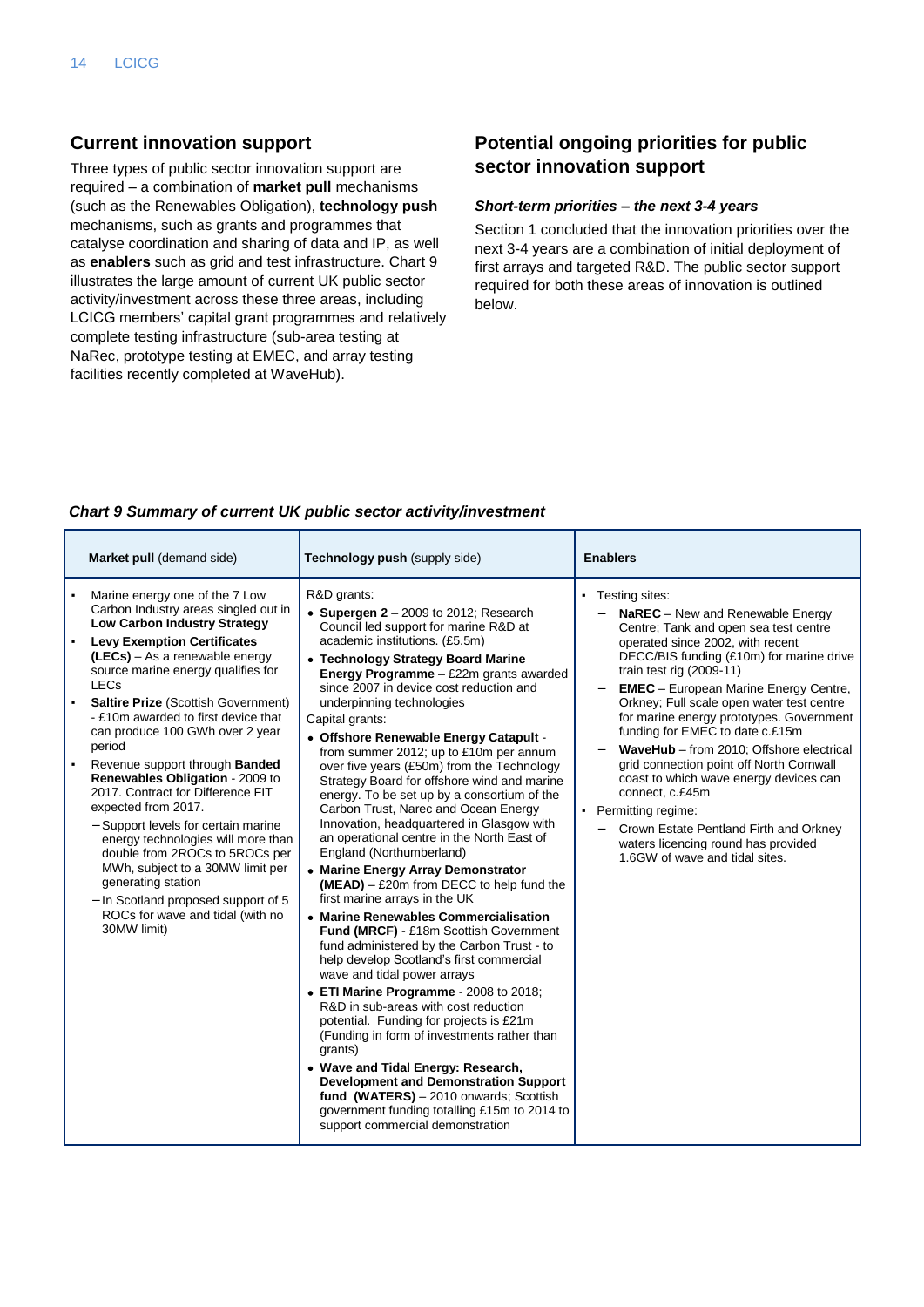## Current innovation support

Three types of public sector innovation support are required – a combination of **market pull** mechanisms (such as the Renewables Obligation), **technology push** mechanisms, such as grants and programmes that catalyse coordination and sharing of data and IP, as well as **enablers** such as grid and test infrastructure. Chart 9 illustrates the large amount of current UK public sector activity/investment across these three areas, including LCICG members' capital grant programmes and relatively complete testing infrastructure (sub-area testing at NaRec, prototype testing at EMEC, and array testing facilities recently completed at WaveHub).

## Potential ongoing priorities for public sector innovation support

### *Short-term priorities – the next 3-4 years*

Section 1 concluded that the innovation priorities over the next 3-4 years are a combination of initial deployment of first arrays and targeted R&D. The public sector support required for both these areas of innovation is outlined below.

***Chart 9 Summary of current UK public sector activity/investment***

| **Market pull** (demand side) | **Technology push** (supply side) | **Enablers** |
|---|---|---|
| ▪ Marine energy one of the 7 Low Carbon Industry areas singled out in **Low Carbon Industry Strategy**<br>▪ **Levy Exemption Certificates (LECs)** – As a renewable energy source marine energy qualifies for LECs<br>▪ **Saltire Prize** (Scottish Government) - £10m awarded to first device that can produce 100 GWh over 2 year period<br>▪ Revenue support through **Banded Renewables Obligation** - 2009 to 2017. Contract for Difference FIT expected from 2017.<br>  – Support levels for certain marine energy technologies will more than double from 2ROCs to 5ROCs per MWh, subject to a 30MW limit per generating station<br>  – In Scotland proposed support of 5 ROCs for wave and tidal (with no 30MW limit) | R&D grants:<br>• **Supergen 2** – 2009 to 2012; Research Council led support for marine R&D at academic institutions. (£5.5m)<br>• **Technology Strategy Board Marine Energy Programme** – £22m grants awarded since 2007 in device cost reduction and underpinning technologies<br>Capital grants:<br>• **Offshore Renewable Energy Catapult** - from summer 2012; up to £10m per annum over five years (£50m) from the Technology Strategy Board for offshore wind and marine energy. To be set up by a consortium of the Carbon Trust, Narec and Ocean Energy Innovation, headquartered in Glasgow with an operational centre in the North East of England (Northumberland)<br>• **Marine Energy Array Demonstrator (MEAD)** – £20m from DECC to help fund the first marine arrays in the UK<br>• **Marine Renewables Commercialisation Fund (MRCF)** - £18m Scottish Government fund administered by the Carbon Trust - to help develop Scotland's first commercial wave and tidal power arrays<br>• **ETI Marine Programme** - 2008 to 2018; R&D in sub-areas with cost reduction potential. Funding for projects is £21m (Funding in form of investments rather than grants)<br>• **Wave and Tidal Energy: Research, Development and Demonstration Support fund (WATERS)** – 2010 onwards; Scottish government funding totalling £15m to 2014 to support commercial demonstration | ▪ Testing sites:<br>  – **NaREC** – New and Renewable Energy Centre; Tank and open sea test centre operated since 2002, with recent DECC/BIS funding (£10m) for marine drive train test rig (2009-11)<br>  – **EMEC** – European Marine Energy Centre, Orkney; Full scale open water test centre for marine energy prototypes. Government funding for EMEC to date c.£15m<br>  – **WaveHub** – from 2010; Offshore electrical grid connection point off North Cornwall coast to which wave energy devices can connect, c.£45m<br>▪ Permitting regime:<br>  – Crown Estate Pentland Firth and Orkney waters licencing round has provided 1.6GW of wave and tidal sites. |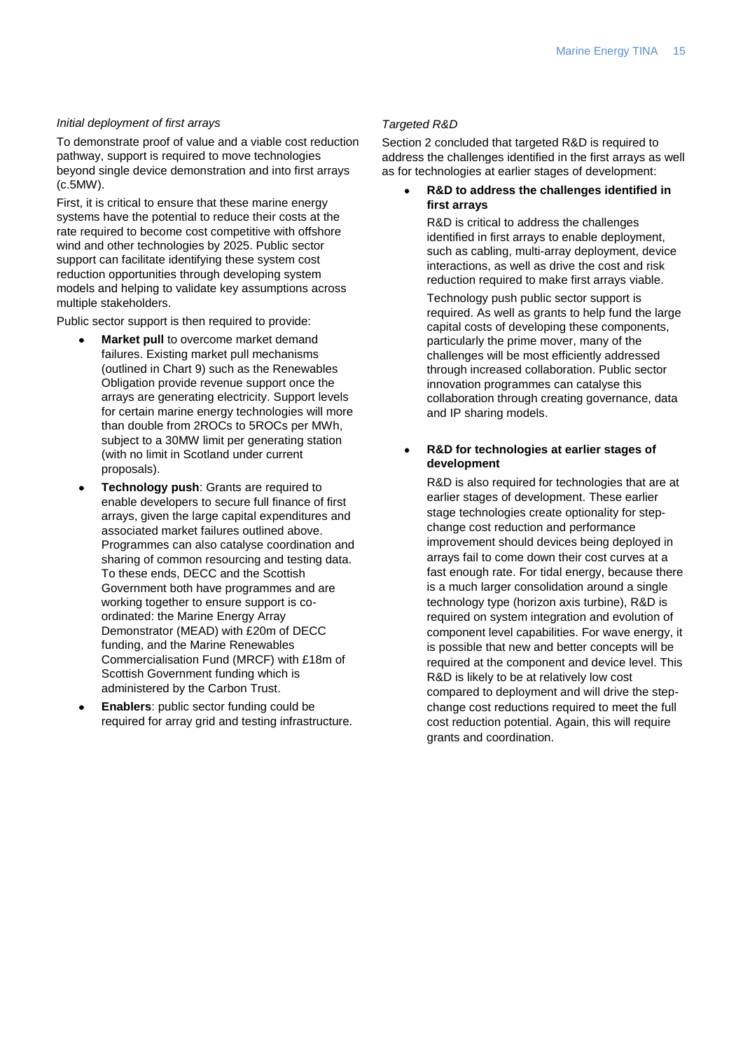*Initial deployment of first arrays*

To demonstrate proof of value and a viable cost reduction pathway, support is required to move technologies beyond single device demonstration and into first arrays (c.5MW).

First, it is critical to ensure that these marine energy systems have the potential to reduce their costs at the rate required to become cost competitive with offshore wind and other technologies by 2025. Public sector support can facilitate identifying these system cost reduction opportunities through developing system models and helping to validate key assumptions across multiple stakeholders.

Public sector support is then required to provide:

- **Market pull** to overcome market demand failures. Existing market pull mechanisms (outlined in Chart 9) such as the Renewables Obligation provide revenue support once the arrays are generating electricity. Support levels for certain marine energy technologies will more than double from 2ROCs to 5ROCs per MWh, subject to a 30MW limit per generating station (with no limit in Scotland under current proposals).
- **Technology push**: Grants are required to enable developers to secure full finance of first arrays, given the large capital expenditures and associated market failures outlined above. Programmes can also catalyse coordination and sharing of common resourcing and testing data. To these ends, DECC and the Scottish Government both have programmes and are working together to ensure support is co-ordinated: the Marine Energy Array Demonstrator (MEAD) with £20m of DECC funding, and the Marine Renewables Commercialisation Fund (MRCF) with £18m of Scottish Government funding which is administered by the Carbon Trust.
- **Enablers**: public sector funding could be required for array grid and testing infrastructure.

*Targeted R&D*

Section 2 concluded that targeted R&D is required to address the challenges identified in the first arrays as well as for technologies at earlier stages of development:

- **R&D to address the challenges identified in first arrays**

  R&D is critical to address the challenges identified in first arrays to enable deployment, such as cabling, multi-array deployment, device interactions, as well as drive the cost and risk reduction required to make first arrays viable.

  Technology push public sector support is required. As well as grants to help fund the large capital costs of developing these components, particularly the prime mover, many of the challenges will be most efficiently addressed through increased collaboration. Public sector innovation programmes can catalyse this collaboration through creating governance, data and IP sharing models.

- **R&D for technologies at earlier stages of development**

  R&D is also required for technologies that are at earlier stages of development. These earlier stage technologies create optionality for step-change cost reduction and performance improvement should devices being deployed in arrays fail to come down their cost curves at a fast enough rate. For tidal energy, because there is a much larger consolidation around a single technology type (horizon axis turbine), R&D is required on system integration and evolution of component level capabilities. For wave energy, it is possible that new and better concepts will be required at the component and device level. This R&D is likely to be at relatively low cost compared to deployment and will drive the step-change cost reductions required to meet the full cost reduction potential. Again, this will require grants and coordination.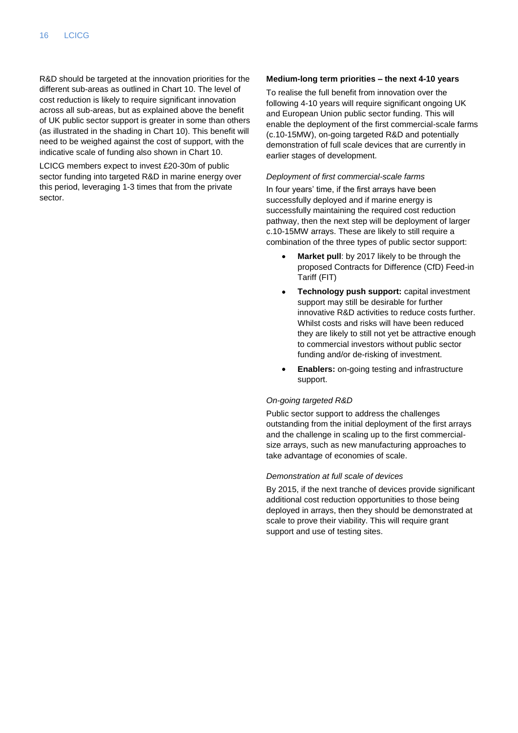R&D should be targeted at the innovation priorities for the different sub-areas as outlined in Chart 10. The level of cost reduction is likely to require significant innovation across all sub-areas, but as explained above the benefit of UK public sector support is greater in some than others (as illustrated in the shading in Chart 10). This benefit will need to be weighed against the cost of support, with the indicative scale of funding also shown in Chart 10.

LCICG members expect to invest £20-30m of public sector funding into targeted R&D in marine energy over this period, leveraging 1-3 times that from the private sector.

**Medium-long term priorities – the next 4-10 years**

To realise the full benefit from innovation over the following 4-10 years will require significant ongoing UK and European Union public sector funding. This will enable the deployment of the first commercial-scale farms (c.10-15MW), on-going targeted R&D and potentially demonstration of full scale devices that are currently in earlier stages of development.

*Deployment of first commercial-scale farms*

In four years' time, if the first arrays have been successfully deployed and if marine energy is successfully maintaining the required cost reduction pathway, then the next step will be deployment of larger c.10-15MW arrays. These are likely to still require a combination of the three types of public sector support:

- **Market pull**: by 2017 likely to be through the proposed Contracts for Difference (CfD) Feed-in Tariff (FIT)
- **Technology push support:** capital investment support may still be desirable for further innovative R&D activities to reduce costs further. Whilst costs and risks will have been reduced they are likely to still not yet be attractive enough to commercial investors without public sector funding and/or de-risking of investment.
- **Enablers:** on-going testing and infrastructure support.

*On-going targeted R&D*

Public sector support to address the challenges outstanding from the initial deployment of the first arrays and the challenge in scaling up to the first commercial-size arrays, such as new manufacturing approaches to take advantage of economies of scale.

*Demonstration at full scale of devices*

By 2015, if the next tranche of devices provide significant additional cost reduction opportunities to those being deployed in arrays, then they should be demonstrated at scale to prove their viability. This will require grant support and use of testing sites.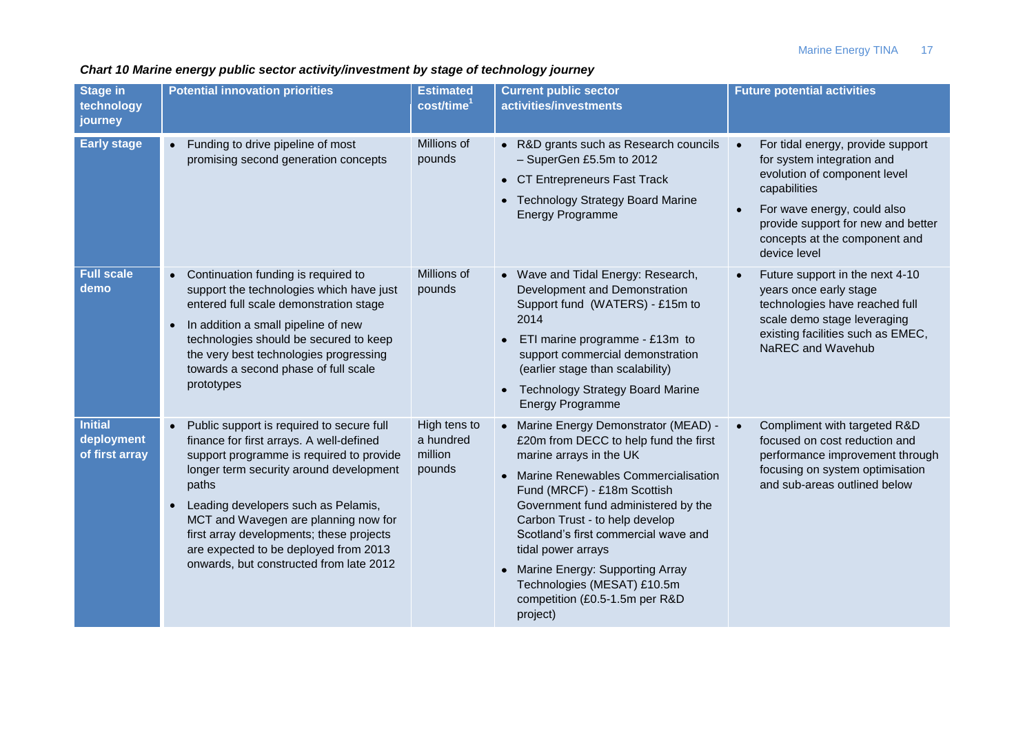***Chart 10 Marine energy public sector activity/investment by stage of technology journey***

| Stage in technology journey | Potential innovation priorities | Estimated cost/time[1] | Current public sector activities/investments | Future potential activities |
|---|---|---|---|---|
| **Early stage** | • Funding to drive pipeline of most promising second generation concepts | Millions of pounds | • R&D grants such as Research councils – SuperGen £5.5m to 2012<br>• CT Entrepreneurs Fast Track<br>• Technology Strategy Board Marine Energy Programme | • For tidal energy, provide support for system integration and evolution of component level capabilities<br>• For wave energy, could also provide support for new and better concepts at the component and device level |
| **Full scale demo** | • Continuation funding is required to support the technologies which have just entered full scale demonstration stage<br>• In addition a small pipeline of new technologies should be secured to keep the very best technologies progressing towards a second phase of full scale prototypes | Millions of pounds | • Wave and Tidal Energy: Research, Development and Demonstration Support fund (WATERS) - £15m to 2014<br>• ETI marine programme - £13m to support commercial demonstration (earlier stage than scalability)<br>• Technology Strategy Board Marine Energy Programme | • Future support in the next 4-10 years once early stage technologies have reached full scale demo stage leveraging existing facilities such as EMEC, NaREC and Wavehub |
| **Initial deployment of first array** | • Public support is required to secure full finance for first arrays. A well-defined support programme is required to provide longer term security around development paths<br>• Leading developers such as Pelamis, MCT and Wavegen are planning now for first array developments; these projects are expected to be deployed from 2013 onwards, but constructed from late 2012 | High tens to a hundred million pounds | • Marine Energy Demonstrator (MEAD) - £20m from DECC to help fund the first marine arrays in the UK<br>• Marine Renewables Commercialisation Fund (MRCF) - £18m Scottish Government fund administered by the Carbon Trust - to help develop Scotland's first commercial wave and tidal power arrays<br>• Marine Energy: Supporting Array Technologies (MESAT) £10.5m competition (£0.5-1.5m per R&D project) | • Compliment with targeted R&D focused on cost reduction and performance improvement through focusing on system optimisation and sub-areas outlined below |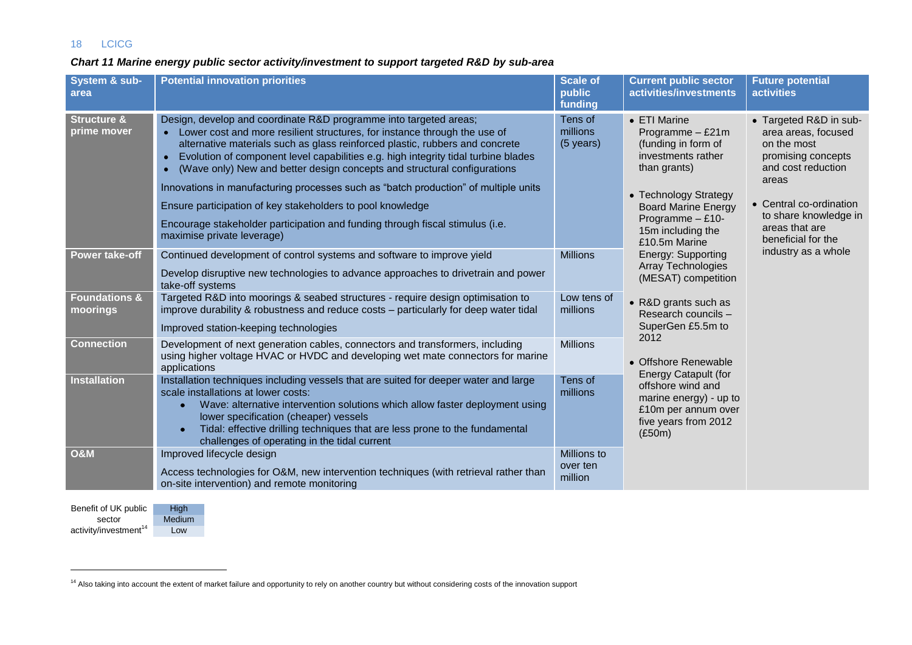*Chart 11 Marine energy public sector activity/investment to support targeted R&D by sub-area*

| System & sub-area | Potential innovation priorities | Scale of public funding | Current public sector activities/investments | Future potential activities |
|---|---|---|---|---|
| **Structure & prime mover** | Design, develop and coordinate R&D programme into targeted areas;<br>• Lower cost and more resilient structures, for instance through the use of alternative materials such as glass reinforced plastic, rubbers and concrete<br>• Evolution of component level capabilities e.g. high integrity tidal turbine blades<br>• (Wave only) New and better design concepts and structural configurations<br>Innovations in manufacturing processes such as "batch production" of multiple units<br>Ensure participation of key stakeholders to pool knowledge<br>Encourage stakeholder participation and funding through fiscal stimulus (i.e. maximise private leverage) | Tens of millions (5 years) | • ETI Marine Programme – £21m (funding in form of investments rather than grants)<br>• Technology Strategy Board Marine Energy Programme – £10-15m including the £10.5m Marine Energy: Supporting Array Technologies (MESAT) competition<br>• R&D grants such as Research councils – SuperGen £5.5m to 2012<br>• Offshore Renewable Energy Catapult (for offshore wind and marine energy) - up to £10m per annum over five years from 2012 (£50m) | • Targeted R&D in sub-area areas, focused on the most promising concepts and cost reduction areas<br>• Central co-ordination to share knowledge in areas that are beneficial for the industry as a whole |
| **Power take-off** | Continued development of control systems and software to improve yield<br>Develop disruptive new technologies to advance approaches to drivetrain and power take-off systems | Millions | | |
| **Foundations & moorings** | Targeted R&D into moorings & seabed structures - require design optimisation to improve durability & robustness and reduce costs – particularly for deep water tidal<br>Improved station-keeping technologies | Low tens of millions | | |
| **Connection** | Development of next generation cables, connectors and transformers, including using higher voltage HVAC or HVDC and developing wet mate connectors for marine applications | Millions | | |
| **Installation** | Installation techniques including vessels that are suited for deeper water and large scale installations at lower costs:<br>• Wave: alternative intervention solutions which allow faster deployment using lower specification (cheaper) vessels<br>• Tidal: effective drilling techniques that are less prone to the fundamental challenges of operating in the tidal current | Tens of millions | | |
| **O&M** | Improved lifecycle design<br>Access technologies for O&M, new intervention techniques (with retrieval rather than on-site intervention) and remote monitoring | Millions to over ten million | | |

| Benefit of UK public sector activity/investment[14] | |
|---|---|
| | High |
| | Medium |
| | Low |

[14] Also taking into account the extent of market failure and opportunity to rely on another country but without considering costs of the innovation support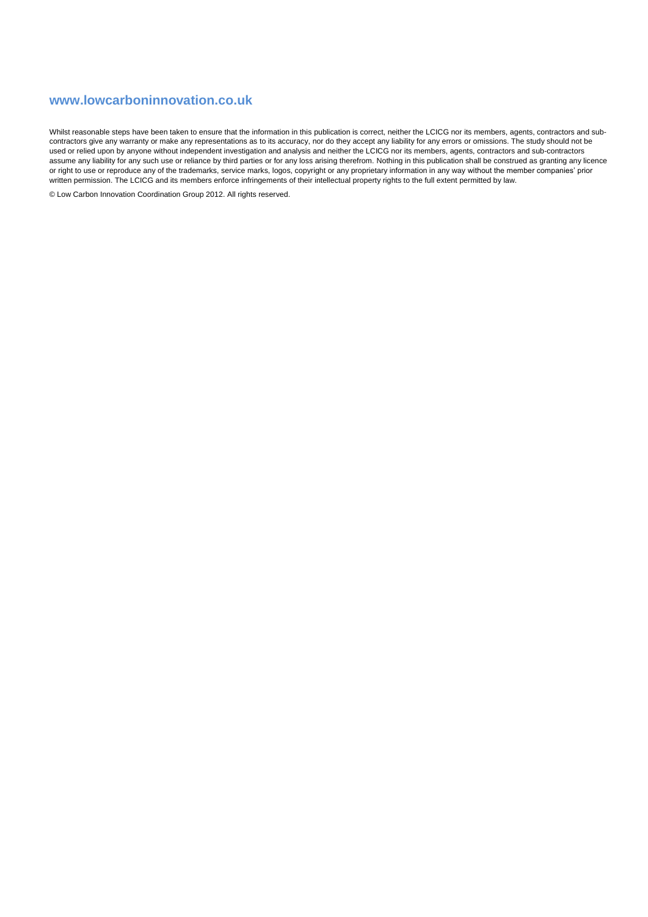**www.lowcarboninnovation.co.uk**

Whilst reasonable steps have been taken to ensure that the information in this publication is correct, neither the LCICG nor its members, agents, contractors and sub-contractors give any warranty or make any representations as to its accuracy, nor do they accept any liability for any errors or omissions. The study should not be used or relied upon by anyone without independent investigation and analysis and neither the LCICG nor its members, agents, contractors and sub-contractors assume any liability for any such use or reliance by third parties or for any loss arising therefrom. Nothing in this publication shall be construed as granting any licence or right to use or reproduce any of the trademarks, service marks, logos, copyright or any proprietary information in any way without the member companies' prior written permission. The LCICG and its members enforce infringements of their intellectual property rights to the full extent permitted by law.

© Low Carbon Innovation Coordination Group 2012. All rights reserved.